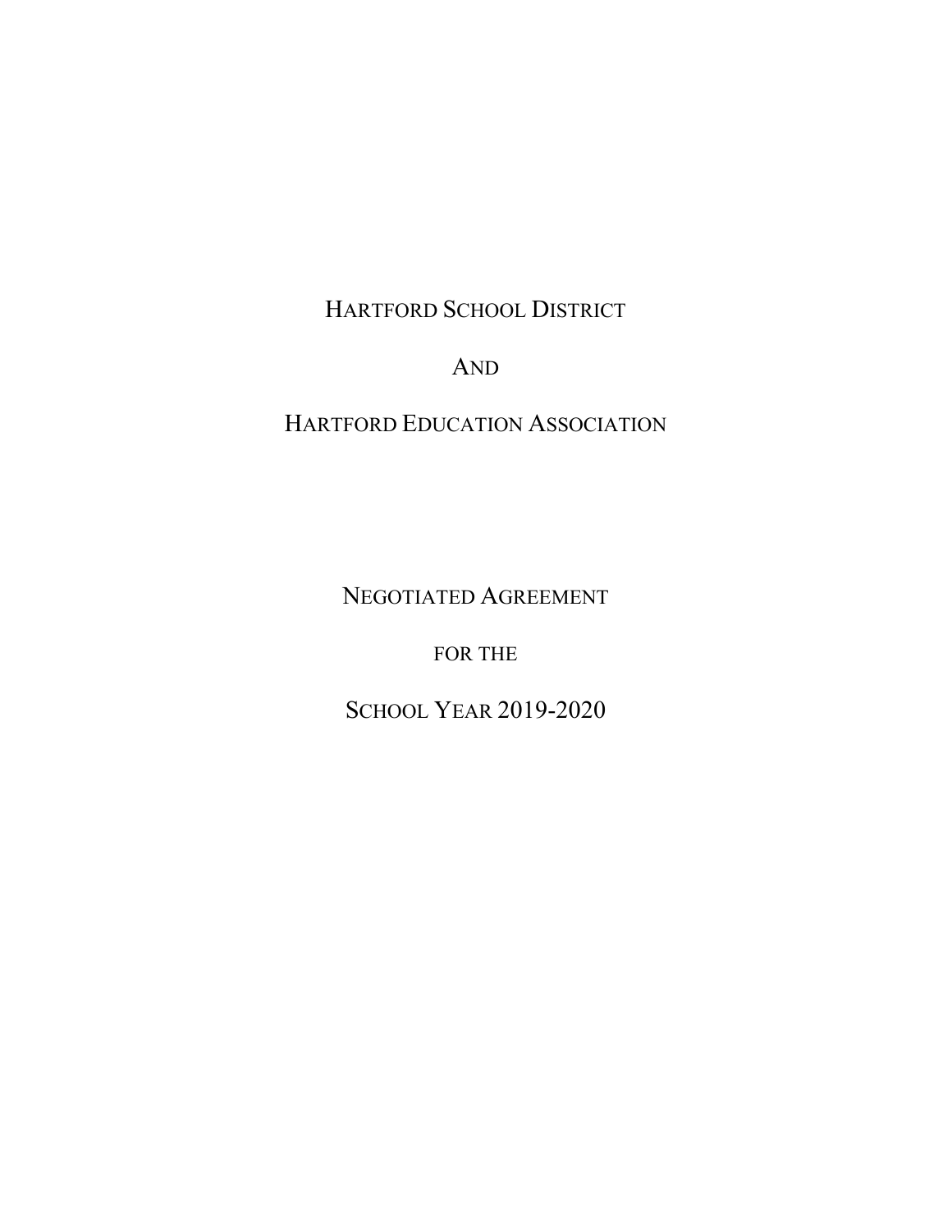# HARTFORD SCHOOL DISTRICT

AND

# HARTFORD EDUCATION ASSOCIATION

## NEGOTIATED AGREEMENT

FOR THE

## SCHOOL YEAR 2019-2020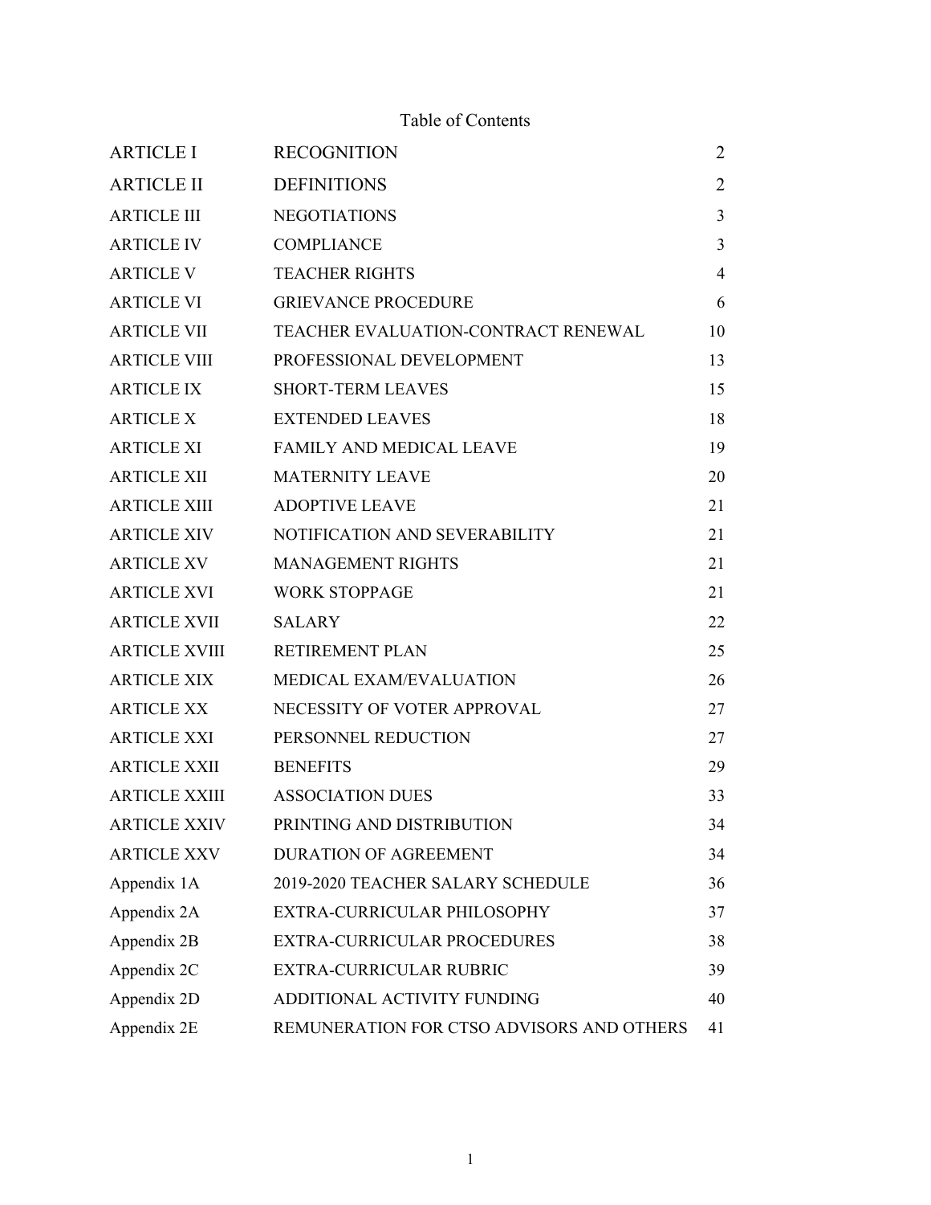# Table of Contents

| | | |
|---|---|---|
| ARTICLE I | RECOGNITION | 2 |
| ARTICLE II | DEFINITIONS | 2 |
| ARTICLE III | NEGOTIATIONS | 3 |
| ARTICLE IV | COMPLIANCE | 3 |
| ARTICLE V | TEACHER RIGHTS | 4 |
| ARTICLE VI | GRIEVANCE PROCEDURE | 6 |
| ARTICLE VII | TEACHER EVALUATION-CONTRACT RENEWAL | 10 |
| ARTICLE VIII | PROFESSIONAL DEVELOPMENT | 13 |
| ARTICLE IX | SHORT-TERM LEAVES | 15 |
| ARTICLE X | EXTENDED LEAVES | 18 |
| ARTICLE XI | FAMILY AND MEDICAL LEAVE | 19 |
| ARTICLE XII | MATERNITY LEAVE | 20 |
| ARTICLE XIII | ADOPTIVE LEAVE | 21 |
| ARTICLE XIV | NOTIFICATION AND SEVERABILITY | 21 |
| ARTICLE XV | MANAGEMENT RIGHTS | 21 |
| ARTICLE XVI | WORK STOPPAGE | 21 |
| ARTICLE XVII | SALARY | 22 |
| ARTICLE XVIII | RETIREMENT PLAN | 25 |
| ARTICLE XIX | MEDICAL EXAM/EVALUATION | 26 |
| ARTICLE XX | NECESSITY OF VOTER APPROVAL | 27 |
| ARTICLE XXI | PERSONNEL REDUCTION | 27 |
| ARTICLE XXII | BENEFITS | 29 |
| ARTICLE XXIII | ASSOCIATION DUES | 33 |
| ARTICLE XXIV | PRINTING AND DISTRIBUTION | 34 |
| ARTICLE XXV | DURATION OF AGREEMENT | 34 |
| Appendix 1A | 2019-2020 TEACHER SALARY SCHEDULE | 36 |
| Appendix 2A | EXTRA-CURRICULAR PHILOSOPHY | 37 |
| Appendix 2B | EXTRA-CURRICULAR PROCEDURES | 38 |
| Appendix 2C | EXTRA-CURRICULAR RUBRIC | 39 |
| Appendix 2D | ADDITIONAL ACTIVITY FUNDING | 40 |
| Appendix 2E | REMUNERATION FOR CTSO ADVISORS AND OTHERS | 41 |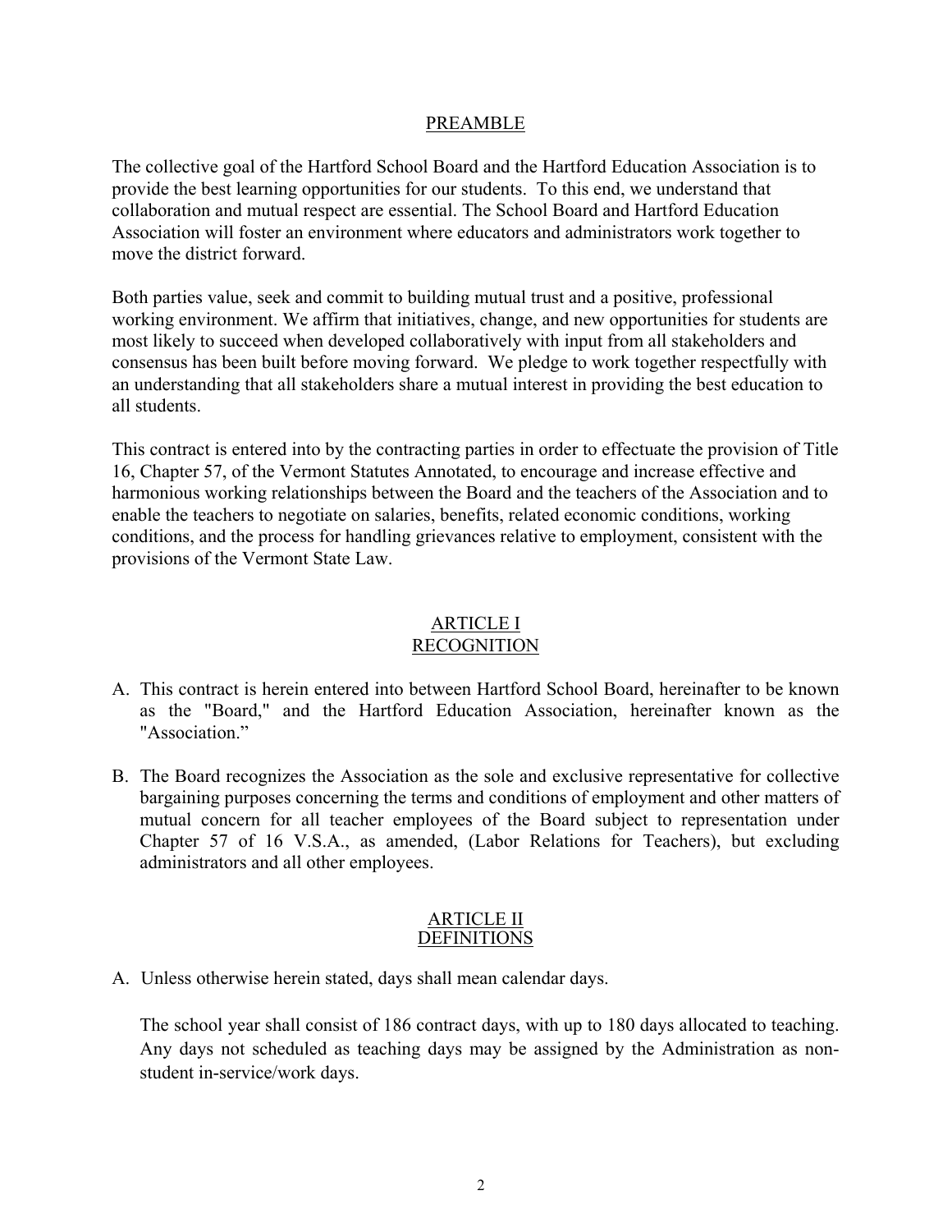## PREAMBLE

The collective goal of the Hartford School Board and the Hartford Education Association is to provide the best learning opportunities for our students. To this end, we understand that collaboration and mutual respect are essential. The School Board and Hartford Education Association will foster an environment where educators and administrators work together to move the district forward.

Both parties value, seek and commit to building mutual trust and a positive, professional working environment. We affirm that initiatives, change, and new opportunities for students are most likely to succeed when developed collaboratively with input from all stakeholders and consensus has been built before moving forward. We pledge to work together respectfully with an understanding that all stakeholders share a mutual interest in providing the best education to all students.

This contract is entered into by the contracting parties in order to effectuate the provision of Title 16, Chapter 57, of the Vermont Statutes Annotated, to encourage and increase effective and harmonious working relationships between the Board and the teachers of the Association and to enable the teachers to negotiate on salaries, benefits, related economic conditions, working conditions, and the process for handling grievances relative to employment, consistent with the provisions of the Vermont State Law.

## ARTICLE I
## RECOGNITION

A. This contract is herein entered into between Hartford School Board, hereinafter to be known as the "Board," and the Hartford Education Association, hereinafter known as the "Association."

B. The Board recognizes the Association as the sole and exclusive representative for collective bargaining purposes concerning the terms and conditions of employment and other matters of mutual concern for all teacher employees of the Board subject to representation under Chapter 57 of 16 V.S.A., as amended, (Labor Relations for Teachers), but excluding administrators and all other employees.

## ARTICLE II
## DEFINITIONS

A. Unless otherwise herein stated, days shall mean calendar days.

   The school year shall consist of 186 contract days, with up to 180 days allocated to teaching. Any days not scheduled as teaching days may be assigned by the Administration as non-student in-service/work days.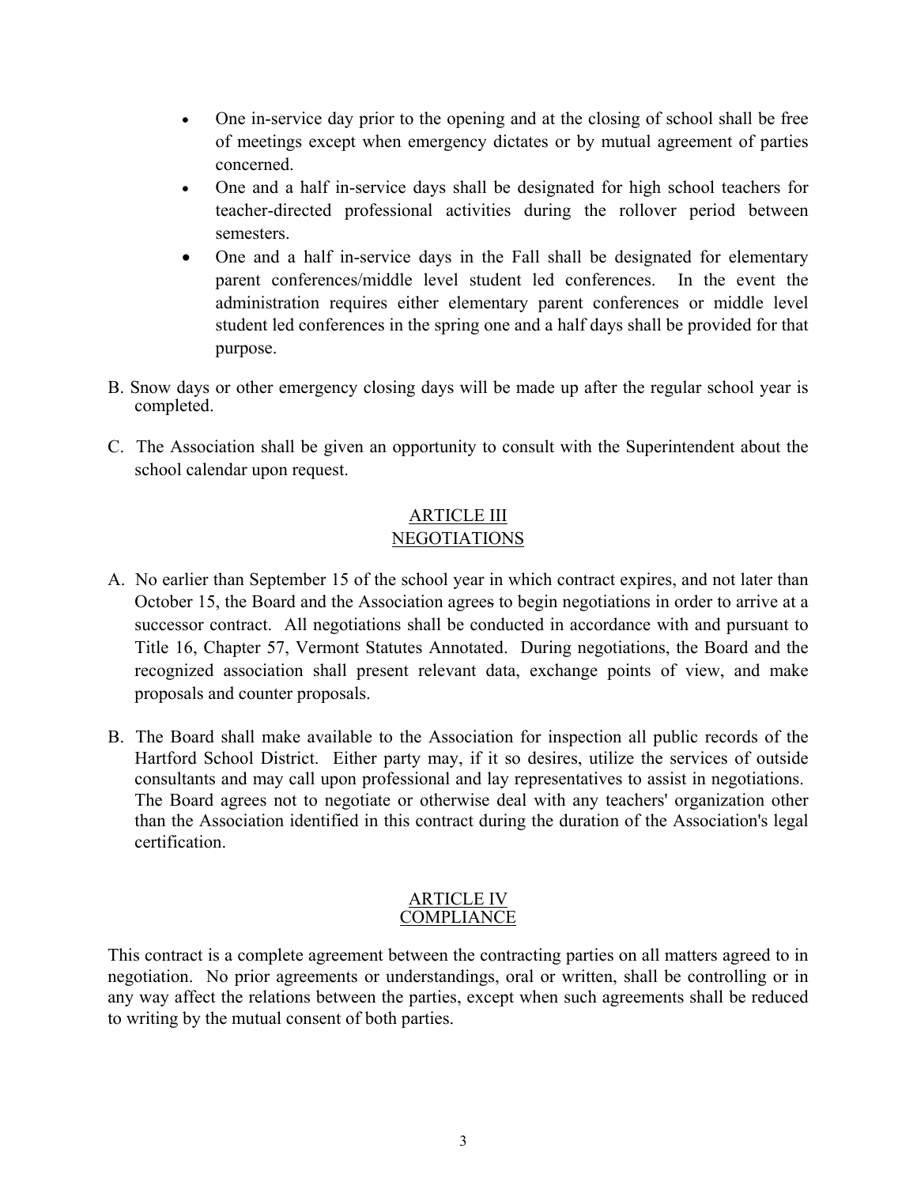- One in-service day prior to the opening and at the closing of school shall be free of meetings except when emergency dictates or by mutual agreement of parties concerned.
- One and a half in-service days shall be designated for high school teachers for teacher-directed professional activities during the rollover period between semesters.
- One and a half in-service days in the Fall shall be designated for elementary parent conferences/middle level student led conferences. In the event the administration requires either elementary parent conferences or middle level student led conferences in the spring one and a half days shall be provided for that purpose.

B. Snow days or other emergency closing days will be made up after the regular school year is completed.

C. The Association shall be given an opportunity to consult with the Superintendent about the school calendar upon request.

## ARTICLE III
## NEGOTIATIONS

A. No earlier than September 15 of the school year in which contract expires, and not later than October 15, the Board and the Association agrees to begin negotiations in order to arrive at a successor contract. All negotiations shall be conducted in accordance with and pursuant to Title 16, Chapter 57, Vermont Statutes Annotated. During negotiations, the Board and the recognized association shall present relevant data, exchange points of view, and make proposals and counter proposals.

B. The Board shall make available to the Association for inspection all public records of the Hartford School District. Either party may, if it so desires, utilize the services of outside consultants and may call upon professional and lay representatives to assist in negotiations. The Board agrees not to negotiate or otherwise deal with any teachers' organization other than the Association identified in this contract during the duration of the Association's legal certification.

## ARTICLE IV
## COMPLIANCE

This contract is a complete agreement between the contracting parties on all matters agreed to in negotiation. No prior agreements or understandings, oral or written, shall be controlling or in any way affect the relations between the parties, except when such agreements shall be reduced to writing by the mutual consent of both parties.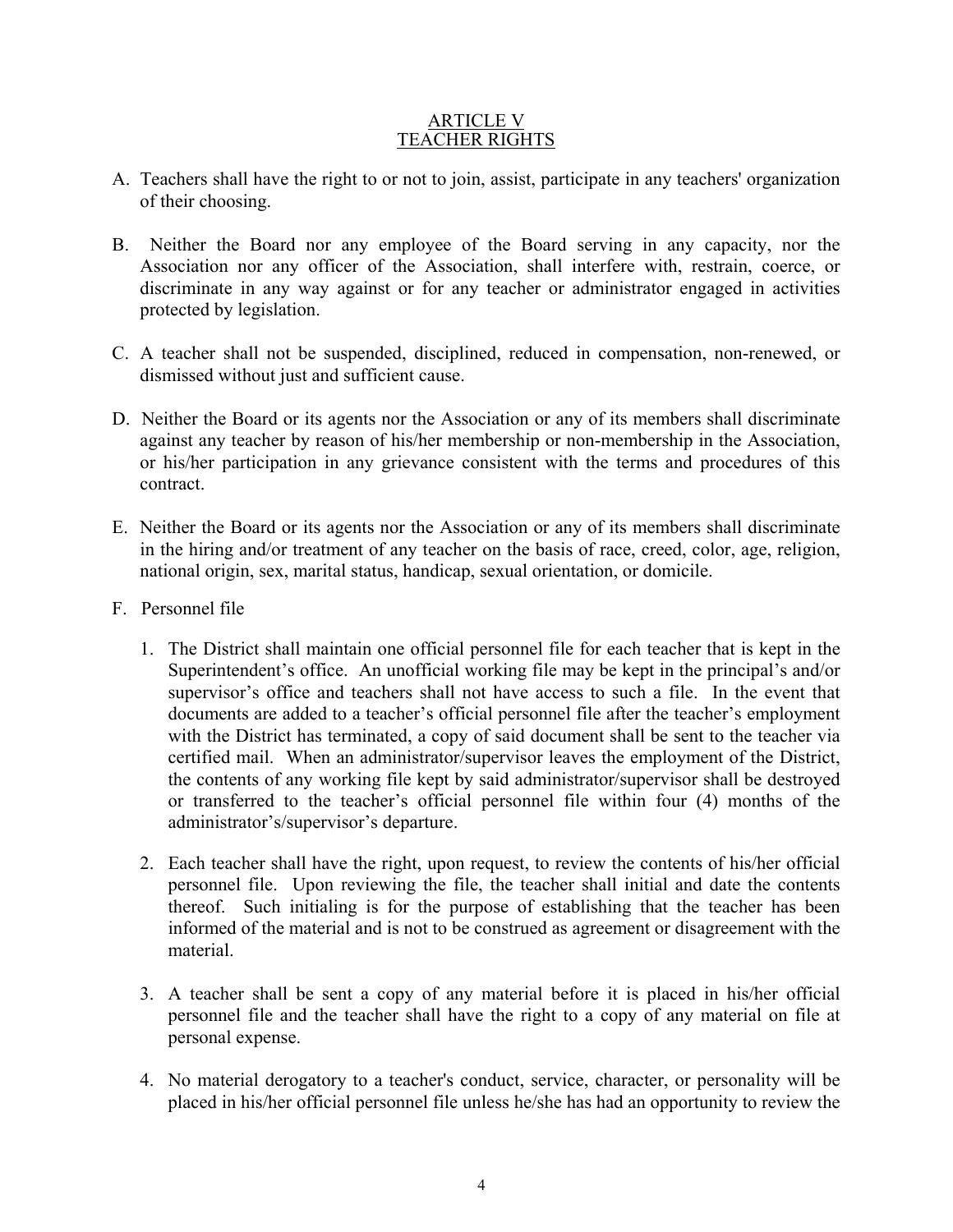# ARTICLE V
# TEACHER RIGHTS

A. Teachers shall have the right to or not to join, assist, participate in any teachers' organization of their choosing.

B. Neither the Board nor any employee of the Board serving in any capacity, nor the Association nor any officer of the Association, shall interfere with, restrain, coerce, or discriminate in any way against or for any teacher or administrator engaged in activities protected by legislation.

C. A teacher shall not be suspended, disciplined, reduced in compensation, non-renewed, or dismissed without just and sufficient cause.

D. Neither the Board or its agents nor the Association or any of its members shall discriminate against any teacher by reason of his/her membership or non-membership in the Association, or his/her participation in any grievance consistent with the terms and procedures of this contract.

E. Neither the Board or its agents nor the Association or any of its members shall discriminate in the hiring and/or treatment of any teacher on the basis of race, creed, color, age, religion, national origin, sex, marital status, handicap, sexual orientation, or domicile.

F. Personnel file

1. The District shall maintain one official personnel file for each teacher that is kept in the Superintendent's office. An unofficial working file may be kept in the principal's and/or supervisor's office and teachers shall not have access to such a file. In the event that documents are added to a teacher's official personnel file after the teacher's employment with the District has terminated, a copy of said document shall be sent to the teacher via certified mail. When an administrator/supervisor leaves the employment of the District, the contents of any working file kept by said administrator/supervisor shall be destroyed or transferred to the teacher's official personnel file within four (4) months of the administrator's/supervisor's departure.

2. Each teacher shall have the right, upon request, to review the contents of his/her official personnel file. Upon reviewing the file, the teacher shall initial and date the contents thereof. Such initialing is for the purpose of establishing that the teacher has been informed of the material and is not to be construed as agreement or disagreement with the material.

3. A teacher shall be sent a copy of any material before it is placed in his/her official personnel file and the teacher shall have the right to a copy of any material on file at personal expense.

4. No material derogatory to a teacher's conduct, service, character, or personality will be placed in his/her official personnel file unless he/she has had an opportunity to review the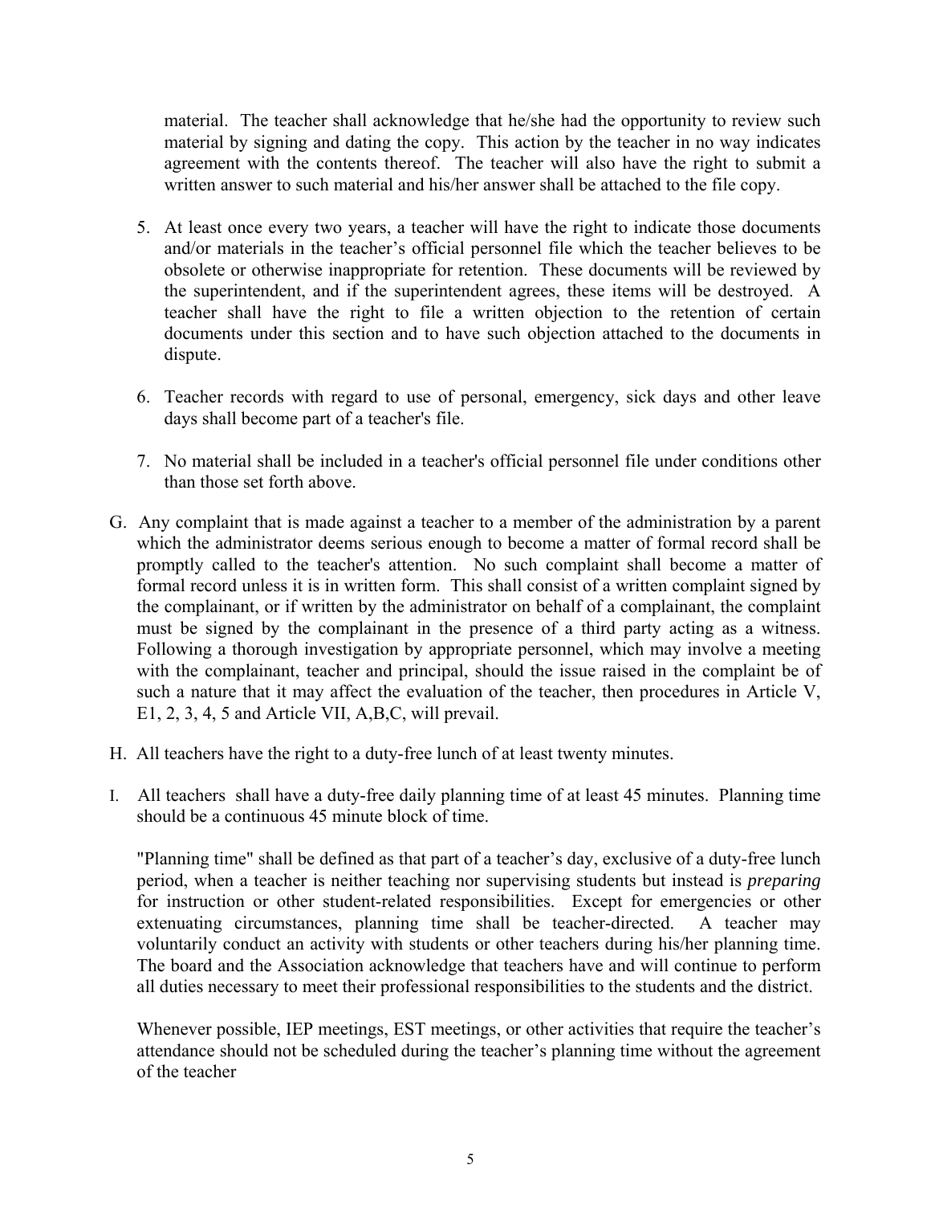material. The teacher shall acknowledge that he/she had the opportunity to review such material by signing and dating the copy. This action by the teacher in no way indicates agreement with the contents thereof. The teacher will also have the right to submit a written answer to such material and his/her answer shall be attached to the file copy.

5. At least once every two years, a teacher will have the right to indicate those documents and/or materials in the teacher's official personnel file which the teacher believes to be obsolete or otherwise inappropriate for retention. These documents will be reviewed by the superintendent, and if the superintendent agrees, these items will be destroyed. A teacher shall have the right to file a written objection to the retention of certain documents under this section and to have such objection attached to the documents in dispute.

6. Teacher records with regard to use of personal, emergency, sick days and other leave days shall become part of a teacher's file.

7. No material shall be included in a teacher's official personnel file under conditions other than those set forth above.

G. Any complaint that is made against a teacher to a member of the administration by a parent which the administrator deems serious enough to become a matter of formal record shall be promptly called to the teacher's attention. No such complaint shall become a matter of formal record unless it is in written form. This shall consist of a written complaint signed by the complainant, or if written by the administrator on behalf of a complainant, the complaint must be signed by the complainant in the presence of a third party acting as a witness. Following a thorough investigation by appropriate personnel, which may involve a meeting with the complainant, teacher and principal, should the issue raised in the complaint be of such a nature that it may affect the evaluation of the teacher, then procedures in Article V, E1, 2, 3, 4, 5 and Article VII, A,B,C, will prevail.

H. All teachers have the right to a duty-free lunch of at least twenty minutes.

I. All teachers shall have a duty-free daily planning time of at least 45 minutes. Planning time should be a continuous 45 minute block of time.

"Planning time" shall be defined as that part of a teacher's day, exclusive of a duty-free lunch period, when a teacher is neither teaching nor supervising students but instead is *preparing* for instruction or other student-related responsibilities. Except for emergencies or other extenuating circumstances, planning time shall be teacher-directed. A teacher may voluntarily conduct an activity with students or other teachers during his/her planning time. The board and the Association acknowledge that teachers have and will continue to perform all duties necessary to meet their professional responsibilities to the students and the district.

Whenever possible, IEP meetings, EST meetings, or other activities that require the teacher's attendance should not be scheduled during the teacher's planning time without the agreement of the teacher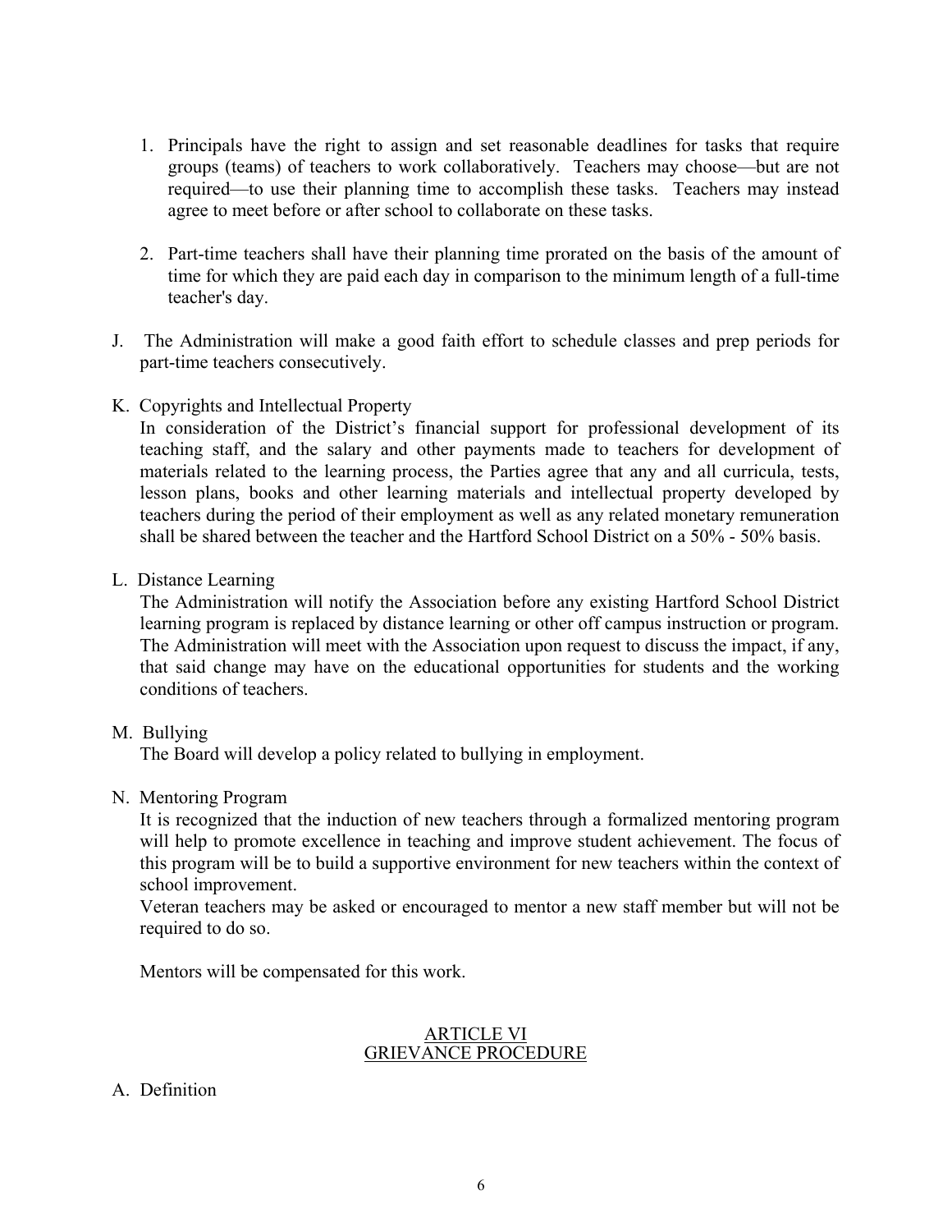1. Principals have the right to assign and set reasonable deadlines for tasks that require groups (teams) of teachers to work collaboratively. Teachers may choose—but are not required—to use their planning time to accomplish these tasks. Teachers may instead agree to meet before or after school to collaborate on these tasks.

2. Part-time teachers shall have their planning time prorated on the basis of the amount of time for which they are paid each day in comparison to the minimum length of a full-time teacher's day.

J. The Administration will make a good faith effort to schedule classes and prep periods for part-time teachers consecutively.

K. Copyrights and Intellectual Property

In consideration of the District's financial support for professional development of its teaching staff, and the salary and other payments made to teachers for development of materials related to the learning process, the Parties agree that any and all curricula, tests, lesson plans, books and other learning materials and intellectual property developed by teachers during the period of their employment as well as any related monetary remuneration shall be shared between the teacher and the Hartford School District on a 50% - 50% basis.

L. Distance Learning

The Administration will notify the Association before any existing Hartford School District learning program is replaced by distance learning or other off campus instruction or program. The Administration will meet with the Association upon request to discuss the impact, if any, that said change may have on the educational opportunities for students and the working conditions of teachers.

M. Bullying

The Board will develop a policy related to bullying in employment.

N. Mentoring Program

It is recognized that the induction of new teachers through a formalized mentoring program will help to promote excellence in teaching and improve student achievement. The focus of this program will be to build a supportive environment for new teachers within the context of school improvement.

Veteran teachers may be asked or encouraged to mentor a new staff member but will not be required to do so.

Mentors will be compensated for this work.

## ARTICLE VI
## GRIEVANCE PROCEDURE

A. Definition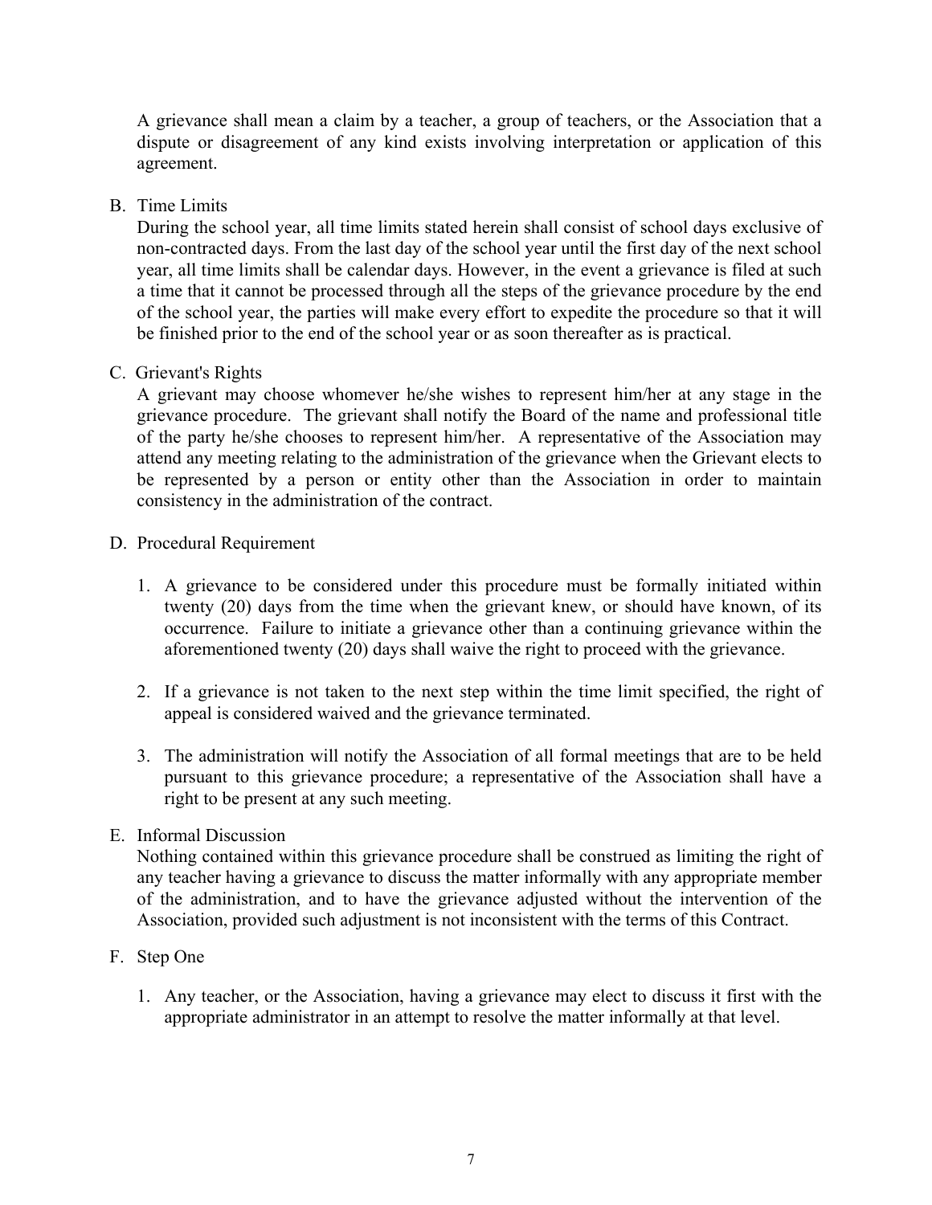A grievance shall mean a claim by a teacher, a group of teachers, or the Association that a dispute or disagreement of any kind exists involving interpretation or application of this agreement.

B. Time Limits

During the school year, all time limits stated herein shall consist of school days exclusive of non-contracted days. From the last day of the school year until the first day of the next school year, all time limits shall be calendar days. However, in the event a grievance is filed at such a time that it cannot be processed through all the steps of the grievance procedure by the end of the school year, the parties will make every effort to expedite the procedure so that it will be finished prior to the end of the school year or as soon thereafter as is practical.

C. Grievant's Rights

A grievant may choose whomever he/she wishes to represent him/her at any stage in the grievance procedure. The grievant shall notify the Board of the name and professional title of the party he/she chooses to represent him/her. A representative of the Association may attend any meeting relating to the administration of the grievance when the Grievant elects to be represented by a person or entity other than the Association in order to maintain consistency in the administration of the contract.

D. Procedural Requirement

1. A grievance to be considered under this procedure must be formally initiated within twenty (20) days from the time when the grievant knew, or should have known, of its occurrence. Failure to initiate a grievance other than a continuing grievance within the aforementioned twenty (20) days shall waive the right to proceed with the grievance.

2. If a grievance is not taken to the next step within the time limit specified, the right of appeal is considered waived and the grievance terminated.

3. The administration will notify the Association of all formal meetings that are to be held pursuant to this grievance procedure; a representative of the Association shall have a right to be present at any such meeting.

E. Informal Discussion

Nothing contained within this grievance procedure shall be construed as limiting the right of any teacher having a grievance to discuss the matter informally with any appropriate member of the administration, and to have the grievance adjusted without the intervention of the Association, provided such adjustment is not inconsistent with the terms of this Contract.

F. Step One

1. Any teacher, or the Association, having a grievance may elect to discuss it first with the appropriate administrator in an attempt to resolve the matter informally at that level.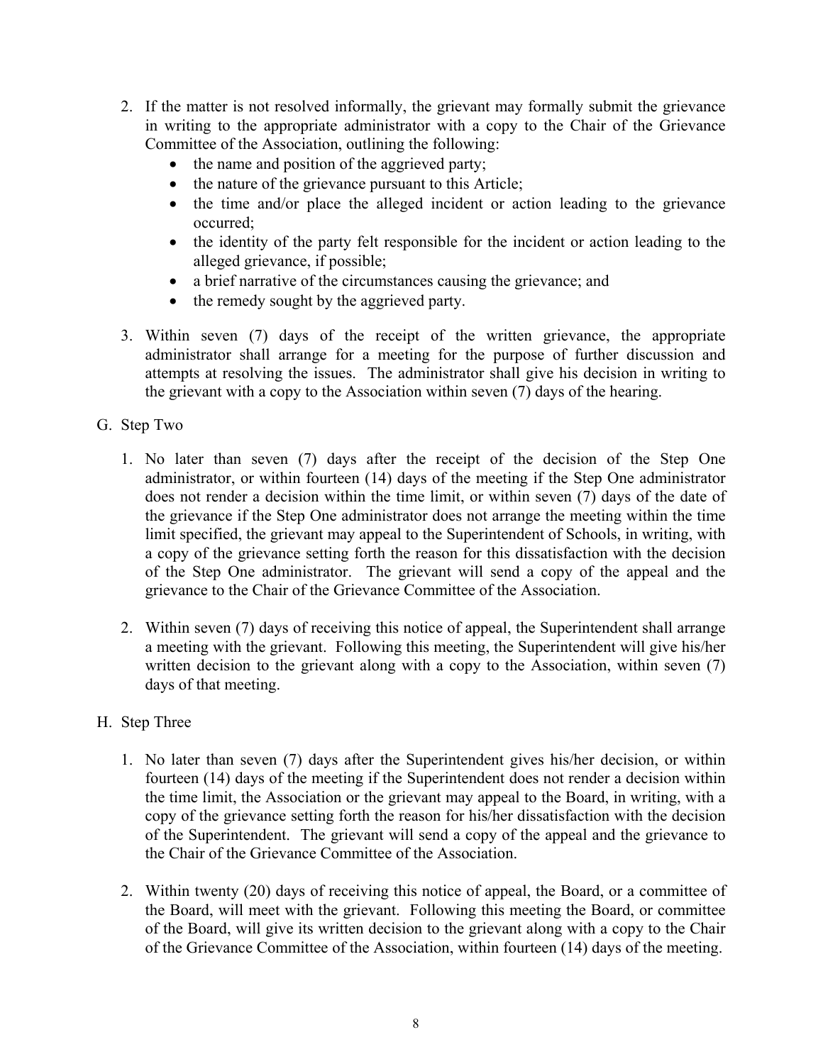2. If the matter is not resolved informally, the grievant may formally submit the grievance in writing to the appropriate administrator with a copy to the Chair of the Grievance Committee of the Association, outlining the following:
   - the name and position of the aggrieved party;
   - the nature of the grievance pursuant to this Article;
   - the time and/or place the alleged incident or action leading to the grievance occurred;
   - the identity of the party felt responsible for the incident or action leading to the alleged grievance, if possible;
   - a brief narrative of the circumstances causing the grievance; and
   - the remedy sought by the aggrieved party.

3. Within seven (7) days of the receipt of the written grievance, the appropriate administrator shall arrange for a meeting for the purpose of further discussion and attempts at resolving the issues. The administrator shall give his decision in writing to the grievant with a copy to the Association within seven (7) days of the hearing.

G. Step Two

1. No later than seven (7) days after the receipt of the decision of the Step One administrator, or within fourteen (14) days of the meeting if the Step One administrator does not render a decision within the time limit, or within seven (7) days of the date of the grievance if the Step One administrator does not arrange the meeting within the time limit specified, the grievant may appeal to the Superintendent of Schools, in writing, with a copy of the grievance setting forth the reason for this dissatisfaction with the decision of the Step One administrator. The grievant will send a copy of the appeal and the grievance to the Chair of the Grievance Committee of the Association.

2. Within seven (7) days of receiving this notice of appeal, the Superintendent shall arrange a meeting with the grievant. Following this meeting, the Superintendent will give his/her written decision to the grievant along with a copy to the Association, within seven (7) days of that meeting.

H. Step Three

1. No later than seven (7) days after the Superintendent gives his/her decision, or within fourteen (14) days of the meeting if the Superintendent does not render a decision within the time limit, the Association or the grievant may appeal to the Board, in writing, with a copy of the grievance setting forth the reason for his/her dissatisfaction with the decision of the Superintendent. The grievant will send a copy of the appeal and the grievance to the Chair of the Grievance Committee of the Association.

2. Within twenty (20) days of receiving this notice of appeal, the Board, or a committee of the Board, will meet with the grievant. Following this meeting the Board, or committee of the Board, will give its written decision to the grievant along with a copy to the Chair of the Grievance Committee of the Association, within fourteen (14) days of the meeting.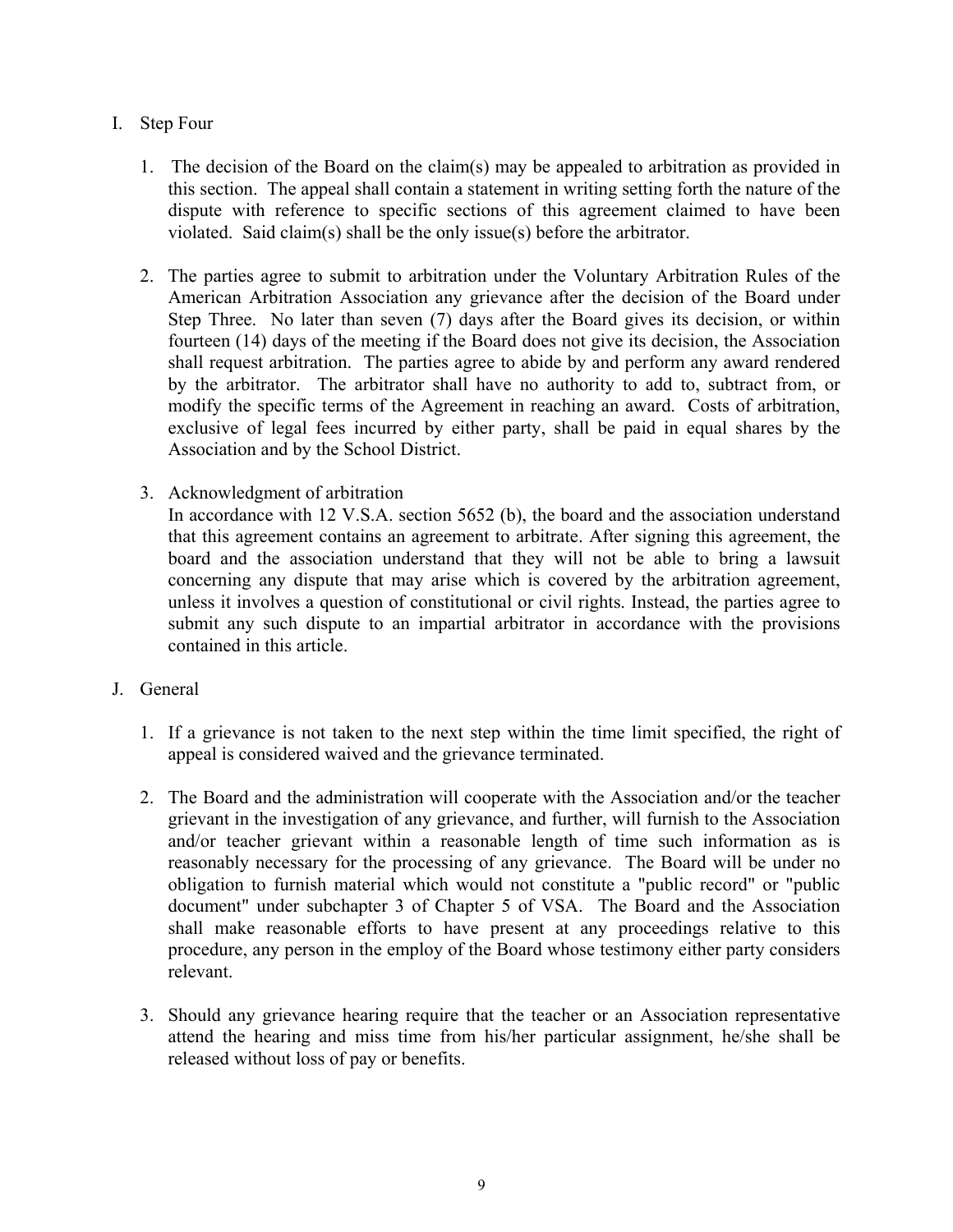I. Step Four

   1. The decision of the Board on the claim(s) may be appealed to arbitration as provided in this section. The appeal shall contain a statement in writing setting forth the nature of the dispute with reference to specific sections of this agreement claimed to have been violated. Said claim(s) shall be the only issue(s) before the arbitrator.

   2. The parties agree to submit to arbitration under the Voluntary Arbitration Rules of the American Arbitration Association any grievance after the decision of the Board under Step Three. No later than seven (7) days after the Board gives its decision, or within fourteen (14) days of the meeting if the Board does not give its decision, the Association shall request arbitration. The parties agree to abide by and perform any award rendered by the arbitrator. The arbitrator shall have no authority to add to, subtract from, or modify the specific terms of the Agreement in reaching an award. Costs of arbitration, exclusive of legal fees incurred by either party, shall be paid in equal shares by the Association and by the School District.

   3. Acknowledgment of arbitration
      In accordance with 12 V.S.A. section 5652 (b), the board and the association understand that this agreement contains an agreement to arbitrate. After signing this agreement, the board and the association understand that they will not be able to bring a lawsuit concerning any dispute that may arise which is covered by the arbitration agreement, unless it involves a question of constitutional or civil rights. Instead, the parties agree to submit any such dispute to an impartial arbitrator in accordance with the provisions contained in this article.

J. General

   1. If a grievance is not taken to the next step within the time limit specified, the right of appeal is considered waived and the grievance terminated.

   2. The Board and the administration will cooperate with the Association and/or the teacher grievant in the investigation of any grievance, and further, will furnish to the Association and/or teacher grievant within a reasonable length of time such information as is reasonably necessary for the processing of any grievance. The Board will be under no obligation to furnish material which would not constitute a "public record" or "public document" under subchapter 3 of Chapter 5 of VSA. The Board and the Association shall make reasonable efforts to have present at any proceedings relative to this procedure, any person in the employ of the Board whose testimony either party considers relevant.

   3. Should any grievance hearing require that the teacher or an Association representative attend the hearing and miss time from his/her particular assignment, he/she shall be released without loss of pay or benefits.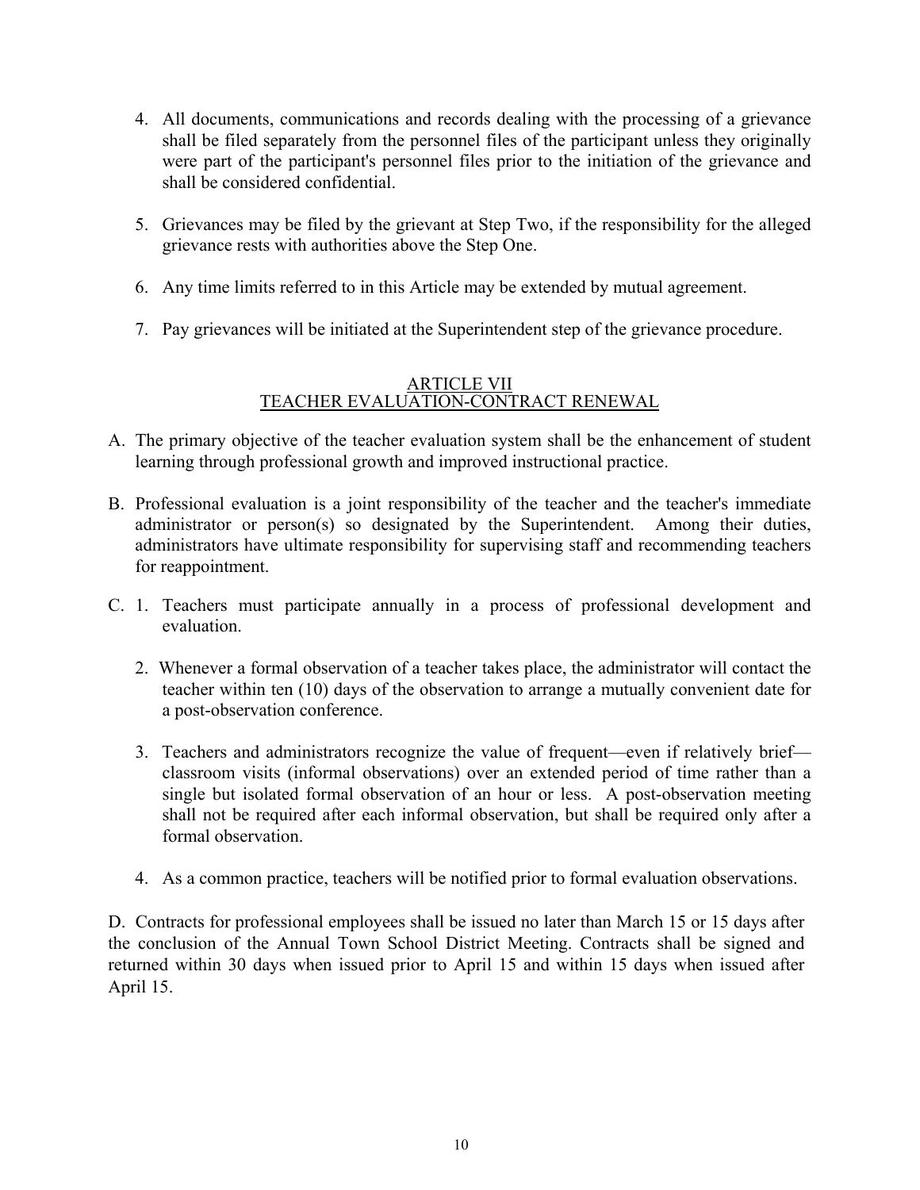4. All documents, communications and records dealing with the processing of a grievance shall be filed separately from the personnel files of the participant unless they originally were part of the participant's personnel files prior to the initiation of the grievance and shall be considered confidential.

5. Grievances may be filed by the grievant at Step Two, if the responsibility for the alleged grievance rests with authorities above the Step One.

6. Any time limits referred to in this Article may be extended by mutual agreement.

7. Pay grievances will be initiated at the Superintendent step of the grievance procedure.

## ARTICLE VII
## TEACHER EVALUATION-CONTRACT RENEWAL

A. The primary objective of the teacher evaluation system shall be the enhancement of student learning through professional growth and improved instructional practice.

B. Professional evaluation is a joint responsibility of the teacher and the teacher's immediate administrator or person(s) so designated by the Superintendent. Among their duties, administrators have ultimate responsibility for supervising staff and recommending teachers for reappointment.

C. 1. Teachers must participate annually in a process of professional development and evaluation.

   2. Whenever a formal observation of a teacher takes place, the administrator will contact the teacher within ten (10) days of the observation to arrange a mutually convenient date for a post-observation conference.

   3. Teachers and administrators recognize the value of frequent—even if relatively brief—classroom visits (informal observations) over an extended period of time rather than a single but isolated formal observation of an hour or less. A post-observation meeting shall not be required after each informal observation, but shall be required only after a formal observation.

   4. As a common practice, teachers will be notified prior to formal evaluation observations.

D. Contracts for professional employees shall be issued no later than March 15 or 15 days after the conclusion of the Annual Town School District Meeting. Contracts shall be signed and returned within 30 days when issued prior to April 15 and within 15 days when issued after April 15.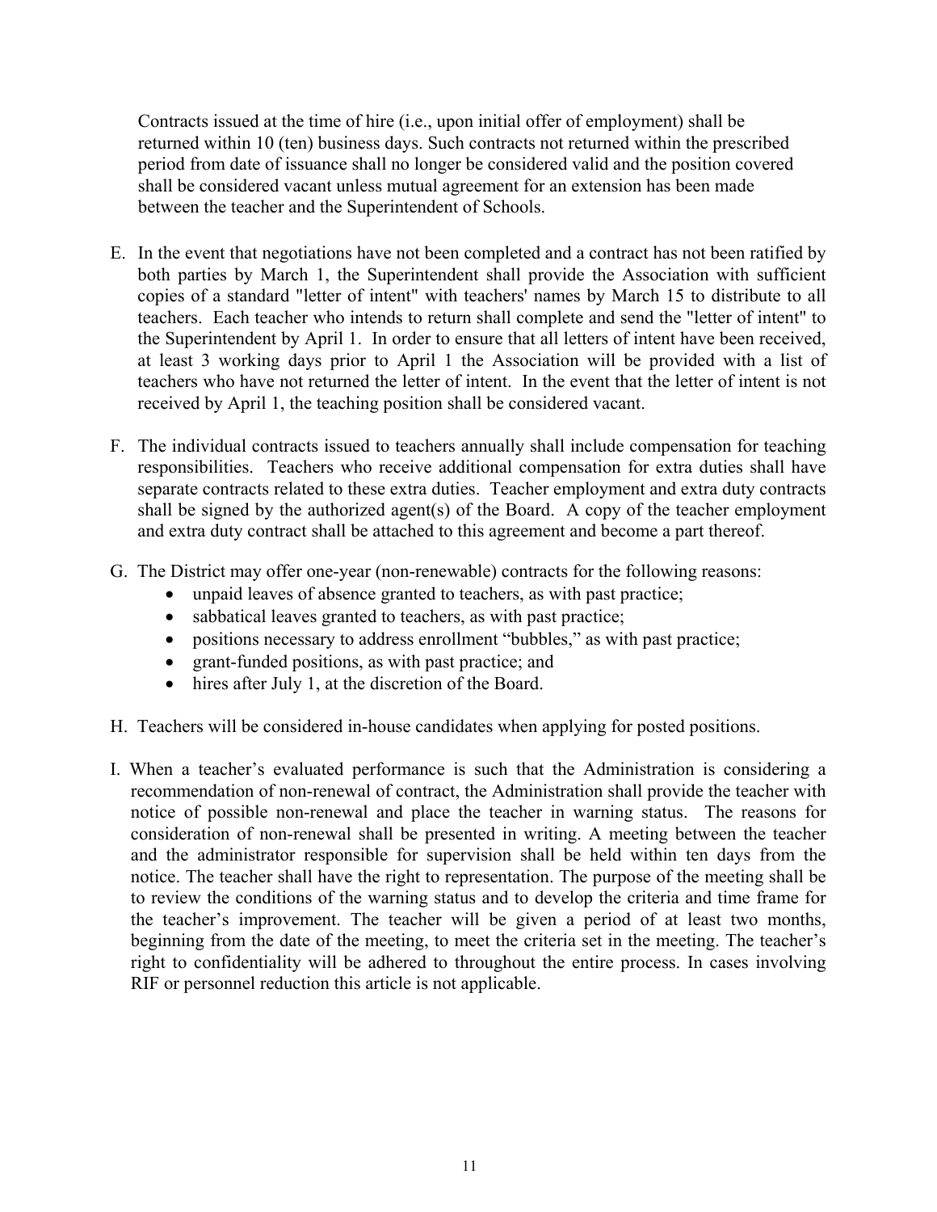Contracts issued at the time of hire (i.e., upon initial offer of employment) shall be returned within 10 (ten) business days. Such contracts not returned within the prescribed period from date of issuance shall no longer be considered valid and the position covered shall be considered vacant unless mutual agreement for an extension has been made between the teacher and the Superintendent of Schools.

E. In the event that negotiations have not been completed and a contract has not been ratified by both parties by March 1, the Superintendent shall provide the Association with sufficient copies of a standard "letter of intent" with teachers' names by March 15 to distribute to all teachers. Each teacher who intends to return shall complete and send the "letter of intent" to the Superintendent by April 1. In order to ensure that all letters of intent have been received, at least 3 working days prior to April 1 the Association will be provided with a list of teachers who have not returned the letter of intent. In the event that the letter of intent is not received by April 1, the teaching position shall be considered vacant.

F. The individual contracts issued to teachers annually shall include compensation for teaching responsibilities. Teachers who receive additional compensation for extra duties shall have separate contracts related to these extra duties. Teacher employment and extra duty contracts shall be signed by the authorized agent(s) of the Board. A copy of the teacher employment and extra duty contract shall be attached to this agreement and become a part thereof.

G. The District may offer one-year (non-renewable) contracts for the following reasons:
   - unpaid leaves of absence granted to teachers, as with past practice;
   - sabbatical leaves granted to teachers, as with past practice;
   - positions necessary to address enrollment “bubbles,” as with past practice;
   - grant-funded positions, as with past practice; and
   - hires after July 1, at the discretion of the Board.

H. Teachers will be considered in-house candidates when applying for posted positions.

I. When a teacher’s evaluated performance is such that the Administration is considering a recommendation of non-renewal of contract, the Administration shall provide the teacher with notice of possible non-renewal and place the teacher in warning status. The reasons for consideration of non-renewal shall be presented in writing. A meeting between the teacher and the administrator responsible for supervision shall be held within ten days from the notice. The teacher shall have the right to representation. The purpose of the meeting shall be to review the conditions of the warning status and to develop the criteria and time frame for the teacher’s improvement. The teacher will be given a period of at least two months, beginning from the date of the meeting, to meet the criteria set in the meeting. The teacher’s right to confidentiality will be adhered to throughout the entire process. In cases involving RIF or personnel reduction this article is not applicable.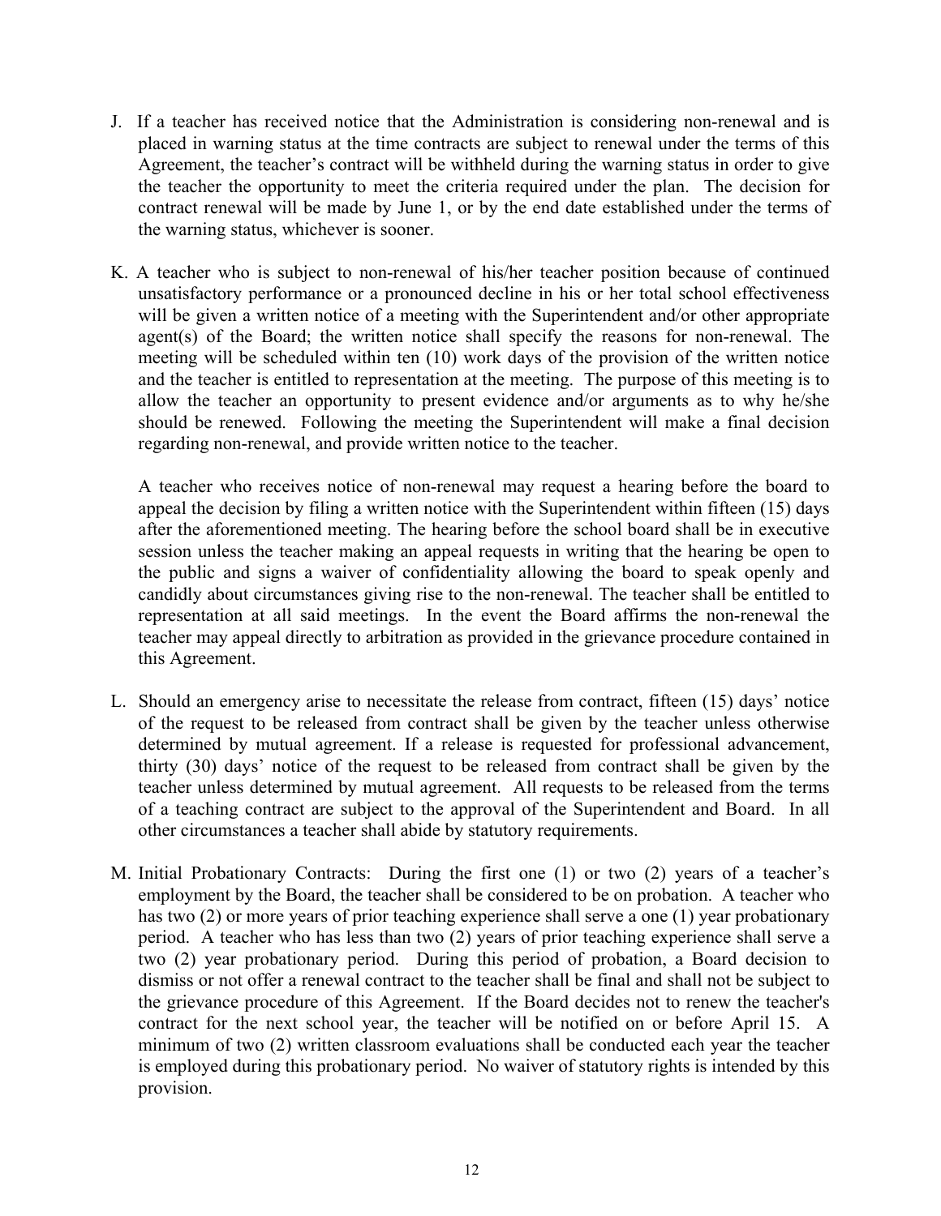J. If a teacher has received notice that the Administration is considering non-renewal and is placed in warning status at the time contracts are subject to renewal under the terms of this Agreement, the teacher's contract will be withheld during the warning status in order to give the teacher the opportunity to meet the criteria required under the plan. The decision for contract renewal will be made by June 1, or by the end date established under the terms of the warning status, whichever is sooner.

K. A teacher who is subject to non-renewal of his/her teacher position because of continued unsatisfactory performance or a pronounced decline in his or her total school effectiveness will be given a written notice of a meeting with the Superintendent and/or other appropriate agent(s) of the Board; the written notice shall specify the reasons for non-renewal. The meeting will be scheduled within ten (10) work days of the provision of the written notice and the teacher is entitled to representation at the meeting. The purpose of this meeting is to allow the teacher an opportunity to present evidence and/or arguments as to why he/she should be renewed. Following the meeting the Superintendent will make a final decision regarding non-renewal, and provide written notice to the teacher.

   A teacher who receives notice of non-renewal may request a hearing before the board to appeal the decision by filing a written notice with the Superintendent within fifteen (15) days after the aforementioned meeting. The hearing before the school board shall be in executive session unless the teacher making an appeal requests in writing that the hearing be open to the public and signs a waiver of confidentiality allowing the board to speak openly and candidly about circumstances giving rise to the non-renewal. The teacher shall be entitled to representation at all said meetings. In the event the Board affirms the non-renewal the teacher may appeal directly to arbitration as provided in the grievance procedure contained in this Agreement.

L. Should an emergency arise to necessitate the release from contract, fifteen (15) days' notice of the request to be released from contract shall be given by the teacher unless otherwise determined by mutual agreement. If a release is requested for professional advancement, thirty (30) days' notice of the request to be released from contract shall be given by the teacher unless determined by mutual agreement. All requests to be released from the terms of a teaching contract are subject to the approval of the Superintendent and Board. In all other circumstances a teacher shall abide by statutory requirements.

M. Initial Probationary Contracts: During the first one (1) or two (2) years of a teacher's employment by the Board, the teacher shall be considered to be on probation. A teacher who has two (2) or more years of prior teaching experience shall serve a one (1) year probationary period. A teacher who has less than two (2) years of prior teaching experience shall serve a two (2) year probationary period. During this period of probation, a Board decision to dismiss or not offer a renewal contract to the teacher shall be final and shall not be subject to the grievance procedure of this Agreement. If the Board decides not to renew the teacher's contract for the next school year, the teacher will be notified on or before April 15. A minimum of two (2) written classroom evaluations shall be conducted each year the teacher is employed during this probationary period. No waiver of statutory rights is intended by this provision.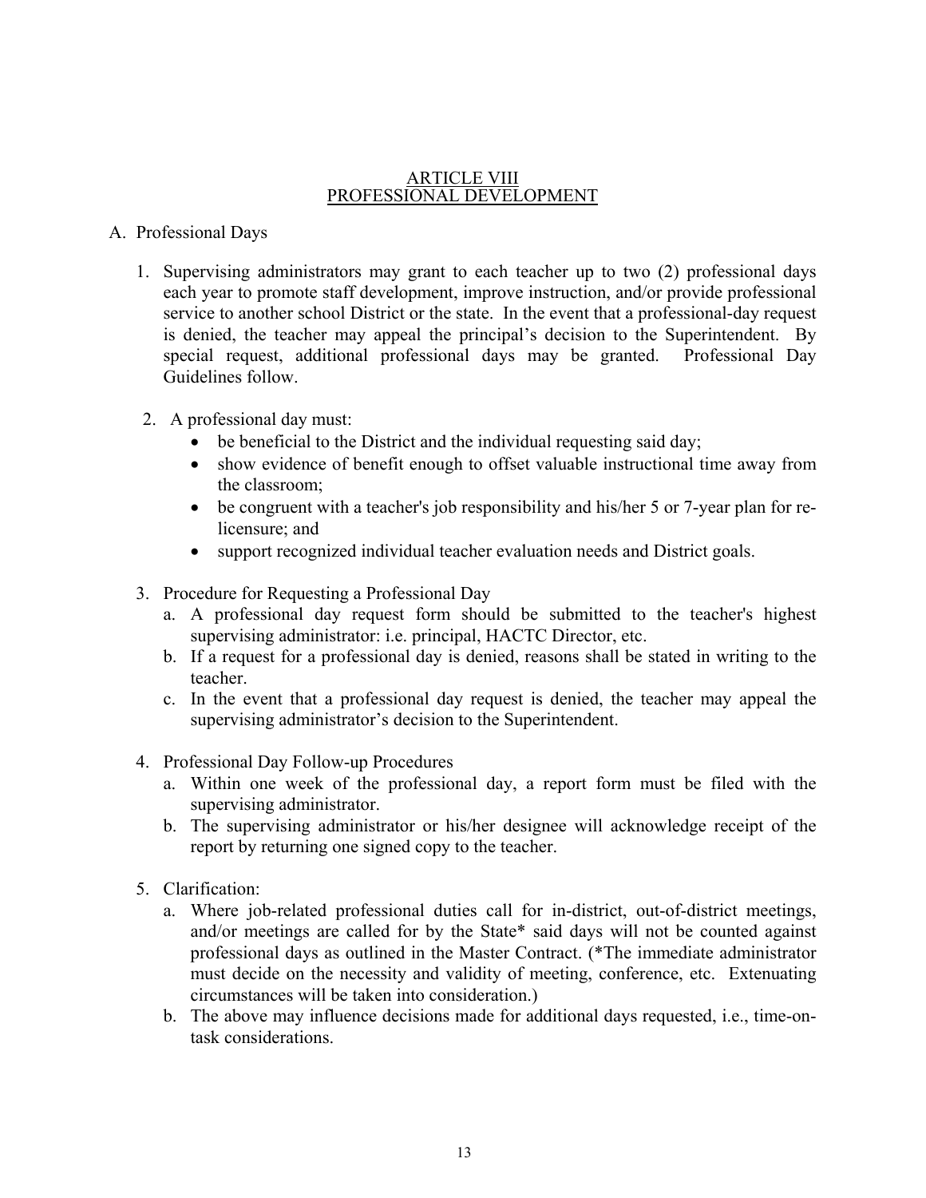# ARTICLE VIII
# PROFESSIONAL DEVELOPMENT

A. Professional Days

1. Supervising administrators may grant to each teacher up to two (2) professional days each year to promote staff development, improve instruction, and/or provide professional service to another school District or the state. In the event that a professional-day request is denied, the teacher may appeal the principal's decision to the Superintendent. By special request, additional professional days may be granted. Professional Day Guidelines follow.

2. A professional day must:
   - be beneficial to the District and the individual requesting said day;
   - show evidence of benefit enough to offset valuable instructional time away from the classroom;
   - be congruent with a teacher's job responsibility and his/her 5 or 7-year plan for re-licensure; and
   - support recognized individual teacher evaluation needs and District goals.

3. Procedure for Requesting a Professional Day
   a. A professional day request form should be submitted to the teacher's highest supervising administrator: i.e. principal, HACTC Director, etc.
   b. If a request for a professional day is denied, reasons shall be stated in writing to the teacher.
   c. In the event that a professional day request is denied, the teacher may appeal the supervising administrator's decision to the Superintendent.

4. Professional Day Follow-up Procedures
   a. Within one week of the professional day, a report form must be filed with the supervising administrator.
   b. The supervising administrator or his/her designee will acknowledge receipt of the report by returning one signed copy to the teacher.

5. Clarification:
   a. Where job-related professional duties call for in-district, out-of-district meetings, and/or meetings are called for by the State* said days will not be counted against professional days as outlined in the Master Contract. (*The immediate administrator must decide on the necessity and validity of meeting, conference, etc. Extenuating circumstances will be taken into consideration.)
   b. The above may influence decisions made for additional days requested, i.e., time-on-task considerations.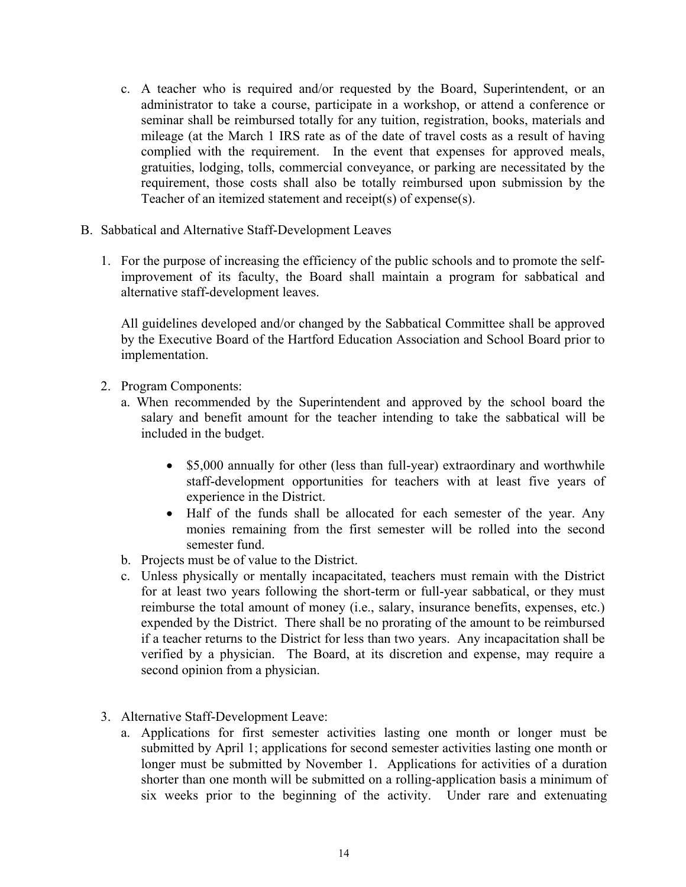c. A teacher who is required and/or requested by the Board, Superintendent, or an administrator to take a course, participate in a workshop, or attend a conference or seminar shall be reimbursed totally for any tuition, registration, books, materials and mileage (at the March 1 IRS rate as of the date of travel costs as a result of having complied with the requirement. In the event that expenses for approved meals, gratuities, lodging, tolls, commercial conveyance, or parking are necessitated by the requirement, those costs shall also be totally reimbursed upon submission by the Teacher of an itemized statement and receipt(s) of expense(s).

B. Sabbatical and Alternative Staff-Development Leaves

1. For the purpose of increasing the efficiency of the public schools and to promote the self-improvement of its faculty, the Board shall maintain a program for sabbatical and alternative staff-development leaves.

   All guidelines developed and/or changed by the Sabbatical Committee shall be approved by the Executive Board of the Hartford Education Association and School Board prior to implementation.

2. Program Components:

   a. When recommended by the Superintendent and approved by the school board the salary and benefit amount for the teacher intending to take the sabbatical will be included in the budget.

      - $5,000 annually for other (less than full-year) extraordinary and worthwhile staff-development opportunities for teachers with at least five years of experience in the District.
      - Half of the funds shall be allocated for each semester of the year. Any monies remaining from the first semester will be rolled into the second semester fund.

   b. Projects must be of value to the District.

   c. Unless physically or mentally incapacitated, teachers must remain with the District for at least two years following the short-term or full-year sabbatical, or they must reimburse the total amount of money (i.e., salary, insurance benefits, expenses, etc.) expended by the District. There shall be no prorating of the amount to be reimbursed if a teacher returns to the District for less than two years. Any incapacitation shall be verified by a physician. The Board, at its discretion and expense, may require a second opinion from a physician.

3. Alternative Staff-Development Leave:

   a. Applications for first semester activities lasting one month or longer must be submitted by April 1; applications for second semester activities lasting one month or longer must be submitted by November 1. Applications for activities of a duration shorter than one month will be submitted on a rolling-application basis a minimum of six weeks prior to the beginning of the activity. Under rare and extenuating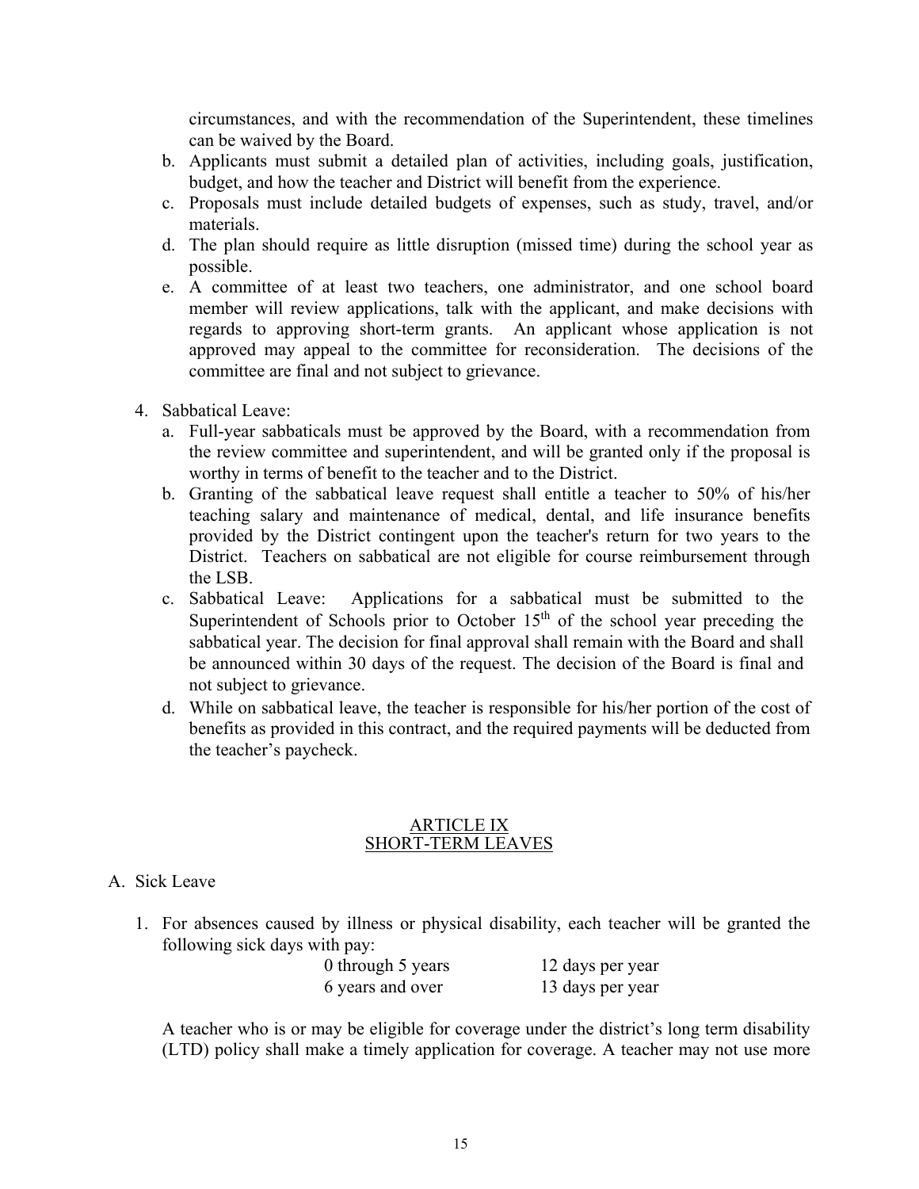circumstances, and with the recommendation of the Superintendent, these timelines can be waived by the Board.

b. Applicants must submit a detailed plan of activities, including goals, justification, budget, and how the teacher and District will benefit from the experience.
c. Proposals must include detailed budgets of expenses, such as study, travel, and/or materials.
d. The plan should require as little disruption (missed time) during the school year as possible.
e. A committee of at least two teachers, one administrator, and one school board member will review applications, talk with the applicant, and make decisions with regards to approving short-term grants. An applicant whose application is not approved may appeal to the committee for reconsideration. The decisions of the committee are final and not subject to grievance.

4. Sabbatical Leave:
   a. Full-year sabbaticals must be approved by the Board, with a recommendation from the review committee and superintendent, and will be granted only if the proposal is worthy in terms of benefit to the teacher and to the District.
   b. Granting of the sabbatical leave request shall entitle a teacher to 50% of his/her teaching salary and maintenance of medical, dental, and life insurance benefits provided by the District contingent upon the teacher's return for two years to the District. Teachers on sabbatical are not eligible for course reimbursement through the LSB.
   c. Sabbatical Leave: Applications for a sabbatical must be submitted to the Superintendent of Schools prior to October 15th of the school year preceding the sabbatical year. The decision for final approval shall remain with the Board and shall be announced within 30 days of the request. The decision of the Board is final and not subject to grievance.
   d. While on sabbatical leave, the teacher is responsible for his/her portion of the cost of benefits as provided in this contract, and the required payments will be deducted from the teacher's paycheck.

## ARTICLE IX
## SHORT-TERM LEAVES

A. Sick Leave

1. For absences caused by illness or physical disability, each teacher will be granted the following sick days with pay:

| | |
|---|---|
| 0 through 5 years | 12 days per year |
| 6 years and over | 13 days per year |

A teacher who is or may be eligible for coverage under the district's long term disability (LTD) policy shall make a timely application for coverage. A teacher may not use more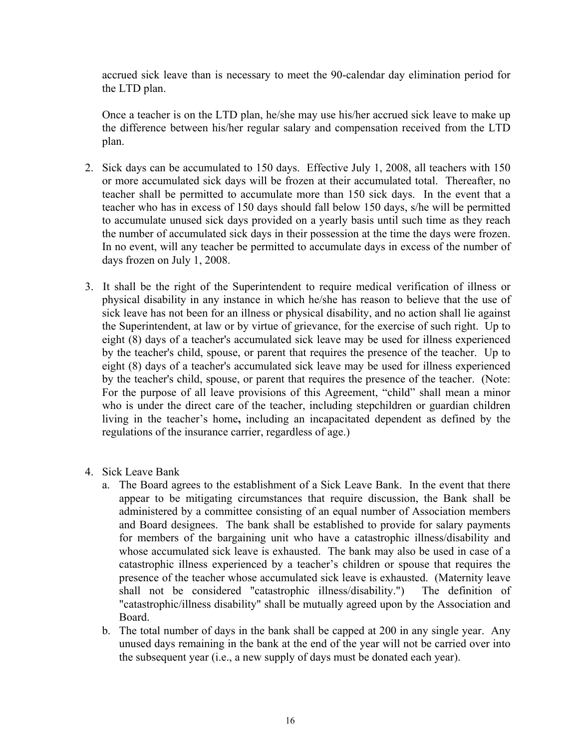accrued sick leave than is necessary to meet the 90-calendar day elimination period for the LTD plan.

Once a teacher is on the LTD plan, he/she may use his/her accrued sick leave to make up the difference between his/her regular salary and compensation received from the LTD plan.

2. Sick days can be accumulated to 150 days. Effective July 1, 2008, all teachers with 150 or more accumulated sick days will be frozen at their accumulated total. Thereafter, no teacher shall be permitted to accumulate more than 150 sick days. In the event that a teacher who has in excess of 150 days should fall below 150 days, s/he will be permitted to accumulate unused sick days provided on a yearly basis until such time as they reach the number of accumulated sick days in their possession at the time the days were frozen. In no event, will any teacher be permitted to accumulate days in excess of the number of days frozen on July 1, 2008.

3. It shall be the right of the Superintendent to require medical verification of illness or physical disability in any instance in which he/she has reason to believe that the use of sick leave has not been for an illness or physical disability, and no action shall lie against the Superintendent, at law or by virtue of grievance, for the exercise of such right. Up to eight (8) days of a teacher's accumulated sick leave may be used for illness experienced by the teacher's child, spouse, or parent that requires the presence of the teacher. Up to eight (8) days of a teacher's accumulated sick leave may be used for illness experienced by the teacher's child, spouse, or parent that requires the presence of the teacher. (Note: For the purpose of all leave provisions of this Agreement, "child" shall mean a minor who is under the direct care of the teacher, including stepchildren or guardian children living in the teacher's home**,** including an incapacitated dependent as defined by the regulations of the insurance carrier, regardless of age.)

4. Sick Leave Bank
   a. The Board agrees to the establishment of a Sick Leave Bank. In the event that there appear to be mitigating circumstances that require discussion, the Bank shall be administered by a committee consisting of an equal number of Association members and Board designees. The bank shall be established to provide for salary payments for members of the bargaining unit who have a catastrophic illness/disability and whose accumulated sick leave is exhausted. The bank may also be used in case of a catastrophic illness experienced by a teacher's children or spouse that requires the presence of the teacher whose accumulated sick leave is exhausted. (Maternity leave shall not be considered "catastrophic illness/disability.") The definition of "catastrophic/illness disability" shall be mutually agreed upon by the Association and Board.
   b. The total number of days in the bank shall be capped at 200 in any single year. Any unused days remaining in the bank at the end of the year will not be carried over into the subsequent year (i.e., a new supply of days must be donated each year).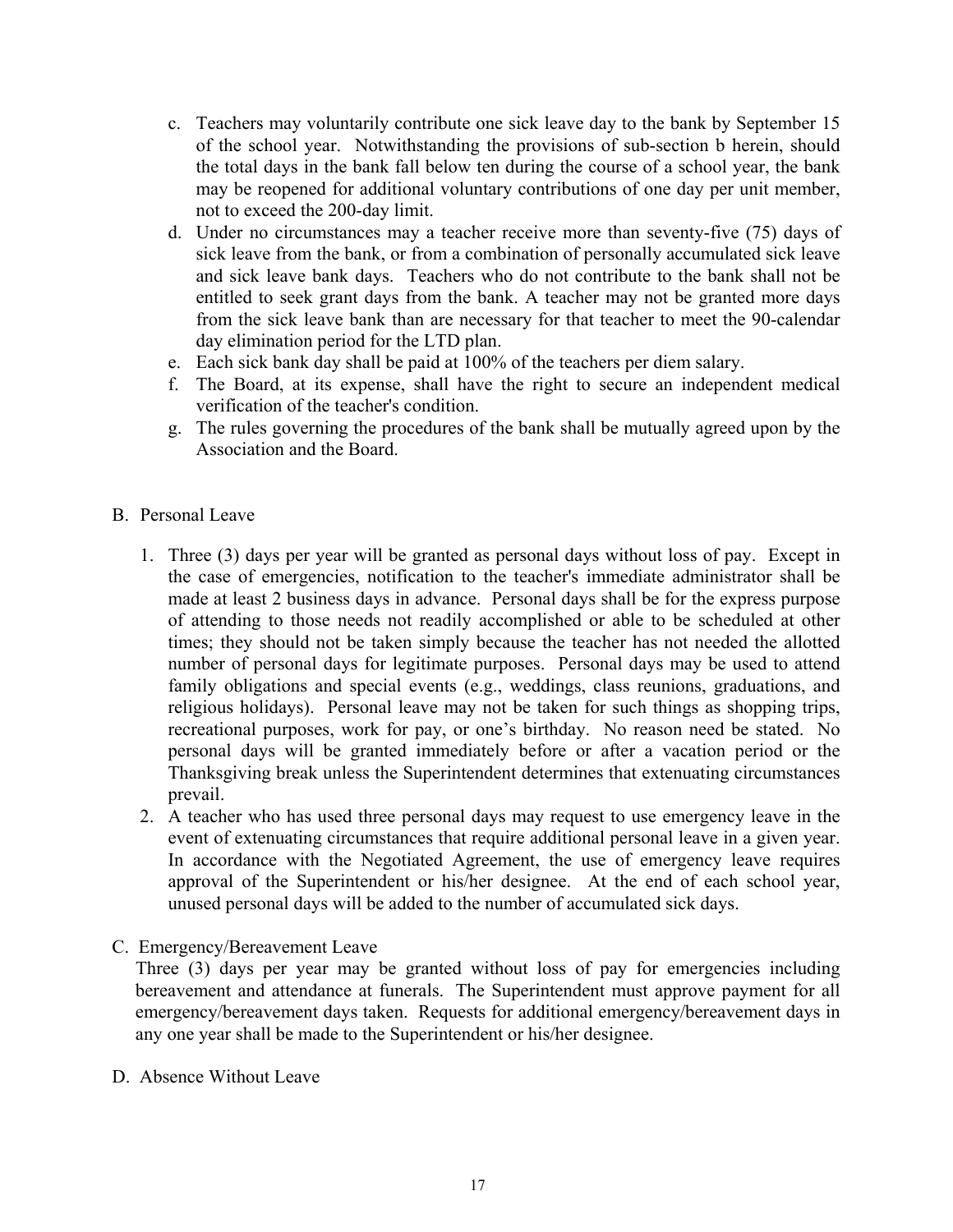c. Teachers may voluntarily contribute one sick leave day to the bank by September 15 of the school year. Notwithstanding the provisions of sub-section b herein, should the total days in the bank fall below ten during the course of a school year, the bank may be reopened for additional voluntary contributions of one day per unit member, not to exceed the 200-day limit.
d. Under no circumstances may a teacher receive more than seventy-five (75) days of sick leave from the bank, or from a combination of personally accumulated sick leave and sick leave bank days. Teachers who do not contribute to the bank shall not be entitled to seek grant days from the bank. A teacher may not be granted more days from the sick leave bank than are necessary for that teacher to meet the 90-calendar day elimination period for the LTD plan.
e. Each sick bank day shall be paid at 100% of the teachers per diem salary.
f. The Board, at its expense, shall have the right to secure an independent medical verification of the teacher's condition.
g. The rules governing the procedures of the bank shall be mutually agreed upon by the Association and the Board.

B. Personal Leave

1. Three (3) days per year will be granted as personal days without loss of pay. Except in the case of emergencies, notification to the teacher's immediate administrator shall be made at least 2 business days in advance. Personal days shall be for the express purpose of attending to those needs not readily accomplished or able to be scheduled at other times; they should not be taken simply because the teacher has not needed the allotted number of personal days for legitimate purposes. Personal days may be used to attend family obligations and special events (e.g., weddings, class reunions, graduations, and religious holidays). Personal leave may not be taken for such things as shopping trips, recreational purposes, work for pay, or one's birthday. No reason need be stated. No personal days will be granted immediately before or after a vacation period or the Thanksgiving break unless the Superintendent determines that extenuating circumstances prevail.
2. A teacher who has used three personal days may request to use emergency leave in the event of extenuating circumstances that require additional personal leave in a given year. In accordance with the Negotiated Agreement, the use of emergency leave requires approval of the Superintendent or his/her designee. At the end of each school year, unused personal days will be added to the number of accumulated sick days.

C. Emergency/Bereavement Leave

Three (3) days per year may be granted without loss of pay for emergencies including bereavement and attendance at funerals. The Superintendent must approve payment for all emergency/bereavement days taken. Requests for additional emergency/bereavement days in any one year shall be made to the Superintendent or his/her designee.

D. Absence Without Leave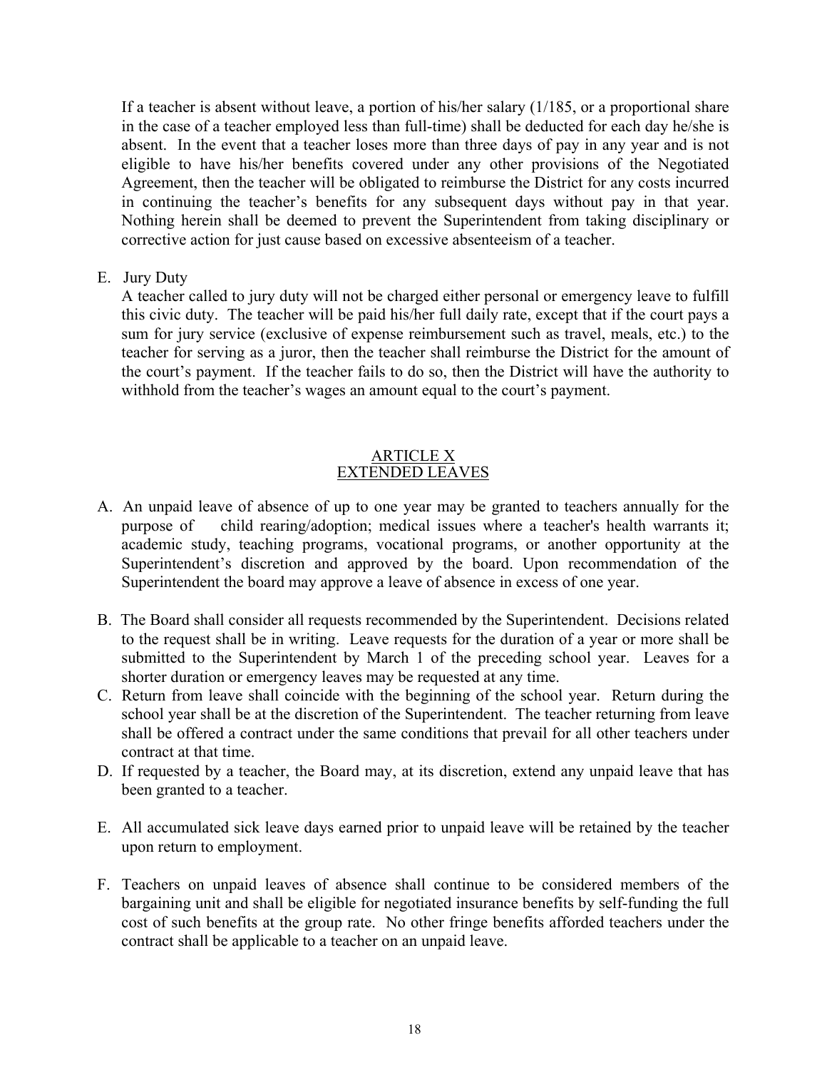If a teacher is absent without leave, a portion of his/her salary (1/185, or a proportional share in the case of a teacher employed less than full-time) shall be deducted for each day he/she is absent. In the event that a teacher loses more than three days of pay in any year and is not eligible to have his/her benefits covered under any other provisions of the Negotiated Agreement, then the teacher will be obligated to reimburse the District for any costs incurred in continuing the teacher's benefits for any subsequent days without pay in that year. Nothing herein shall be deemed to prevent the Superintendent from taking disciplinary or corrective action for just cause based on excessive absenteeism of a teacher.

E. Jury Duty

A teacher called to jury duty will not be charged either personal or emergency leave to fulfill this civic duty. The teacher will be paid his/her full daily rate, except that if the court pays a sum for jury service (exclusive of expense reimbursement such as travel, meals, etc.) to the teacher for serving as a juror, then the teacher shall reimburse the District for the amount of the court's payment. If the teacher fails to do so, then the District will have the authority to withhold from the teacher's wages an amount equal to the court's payment.

## ARTICLE X
## EXTENDED LEAVES

A. An unpaid leave of absence of up to one year may be granted to teachers annually for the purpose of child rearing/adoption; medical issues where a teacher's health warrants it; academic study, teaching programs, vocational programs, or another opportunity at the Superintendent's discretion and approved by the board. Upon recommendation of the Superintendent the board may approve a leave of absence in excess of one year.

B. The Board shall consider all requests recommended by the Superintendent. Decisions related to the request shall be in writing. Leave requests for the duration of a year or more shall be submitted to the Superintendent by March 1 of the preceding school year. Leaves for a shorter duration or emergency leaves may be requested at any time.

C. Return from leave shall coincide with the beginning of the school year. Return during the school year shall be at the discretion of the Superintendent. The teacher returning from leave shall be offered a contract under the same conditions that prevail for all other teachers under contract at that time.

D. If requested by a teacher, the Board may, at its discretion, extend any unpaid leave that has been granted to a teacher.

E. All accumulated sick leave days earned prior to unpaid leave will be retained by the teacher upon return to employment.

F. Teachers on unpaid leaves of absence shall continue to be considered members of the bargaining unit and shall be eligible for negotiated insurance benefits by self-funding the full cost of such benefits at the group rate. No other fringe benefits afforded teachers under the contract shall be applicable to a teacher on an unpaid leave.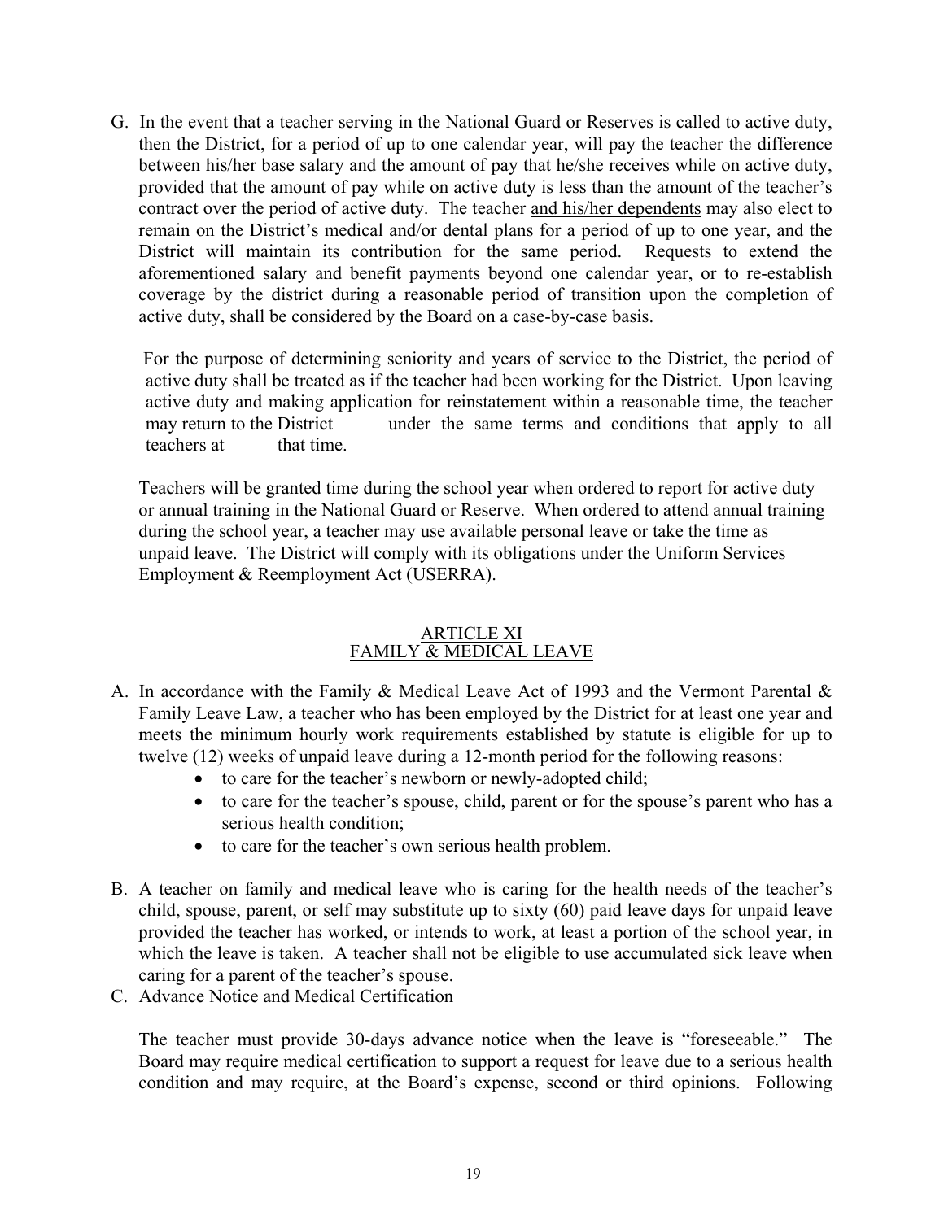G. In the event that a teacher serving in the National Guard or Reserves is called to active duty, then the District, for a period of up to one calendar year, will pay the teacher the difference between his/her base salary and the amount of pay that he/she receives while on active duty, provided that the amount of pay while on active duty is less than the amount of the teacher's contract over the period of active duty. The teacher <u>and his/her dependents</u> may also elect to remain on the District's medical and/or dental plans for a period of up to one year, and the District will maintain its contribution for the same period. Requests to extend the aforementioned salary and benefit payments beyond one calendar year, or to re-establish coverage by the district during a reasonable period of transition upon the completion of active duty, shall be considered by the Board on a case-by-case basis.

For the purpose of determining seniority and years of service to the District, the period of active duty shall be treated as if the teacher had been working for the District. Upon leaving active duty and making application for reinstatement within a reasonable time, the teacher may return to the District under the same terms and conditions that apply to all teachers at that time.

Teachers will be granted time during the school year when ordered to report for active duty or annual training in the National Guard or Reserve. When ordered to attend annual training during the school year, a teacher may use available personal leave or take the time as unpaid leave. The District will comply with its obligations under the Uniform Services Employment & Reemployment Act (USERRA).

## ARTICLE XI
## FAMILY & MEDICAL LEAVE

A. In accordance with the Family & Medical Leave Act of 1993 and the Vermont Parental & Family Leave Law, a teacher who has been employed by the District for at least one year and meets the minimum hourly work requirements established by statute is eligible for up to twelve (12) weeks of unpaid leave during a 12-month period for the following reasons:
   - to care for the teacher's newborn or newly-adopted child;
   - to care for the teacher's spouse, child, parent or for the spouse's parent who has a serious health condition;
   - to care for the teacher's own serious health problem.

B. A teacher on family and medical leave who is caring for the health needs of the teacher's child, spouse, parent, or self may substitute up to sixty (60) paid leave days for unpaid leave provided the teacher has worked, or intends to work, at least a portion of the school year, in which the leave is taken. A teacher shall not be eligible to use accumulated sick leave when caring for a parent of the teacher's spouse.

C. Advance Notice and Medical Certification

   The teacher must provide 30-days advance notice when the leave is "foreseeable." The Board may require medical certification to support a request for leave due to a serious health condition and may require, at the Board's expense, second or third opinions. Following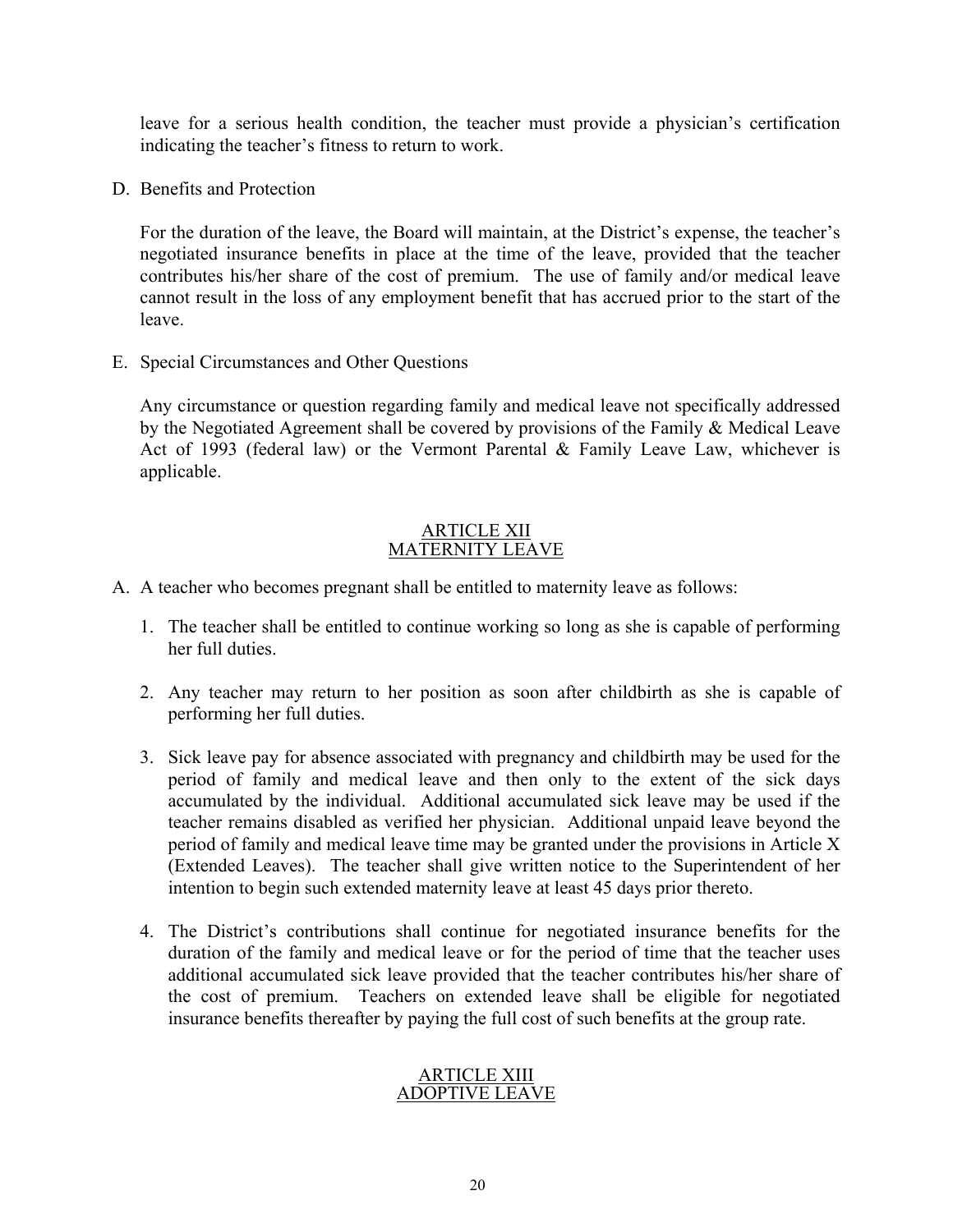leave for a serious health condition, the teacher must provide a physician's certification indicating the teacher's fitness to return to work.

D. Benefits and Protection

For the duration of the leave, the Board will maintain, at the District's expense, the teacher's negotiated insurance benefits in place at the time of the leave, provided that the teacher contributes his/her share of the cost of premium. The use of family and/or medical leave cannot result in the loss of any employment benefit that has accrued prior to the start of the leave.

E. Special Circumstances and Other Questions

Any circumstance or question regarding family and medical leave not specifically addressed by the Negotiated Agreement shall be covered by provisions of the Family & Medical Leave Act of 1993 (federal law) or the Vermont Parental & Family Leave Law, whichever is applicable.

## ARTICLE XII
## MATERNITY LEAVE

A. A teacher who becomes pregnant shall be entitled to maternity leave as follows:

1. The teacher shall be entitled to continue working so long as she is capable of performing her full duties.

2. Any teacher may return to her position as soon after childbirth as she is capable of performing her full duties.

3. Sick leave pay for absence associated with pregnancy and childbirth may be used for the period of family and medical leave and then only to the extent of the sick days accumulated by the individual. Additional accumulated sick leave may be used if the teacher remains disabled as verified her physician. Additional unpaid leave beyond the period of family and medical leave time may be granted under the provisions in Article X (Extended Leaves). The teacher shall give written notice to the Superintendent of her intention to begin such extended maternity leave at least 45 days prior thereto.

4. The District's contributions shall continue for negotiated insurance benefits for the duration of the family and medical leave or for the period of time that the teacher uses additional accumulated sick leave provided that the teacher contributes his/her share of the cost of premium. Teachers on extended leave shall be eligible for negotiated insurance benefits thereafter by paying the full cost of such benefits at the group rate.

## ARTICLE XIII
## ADOPTIVE LEAVE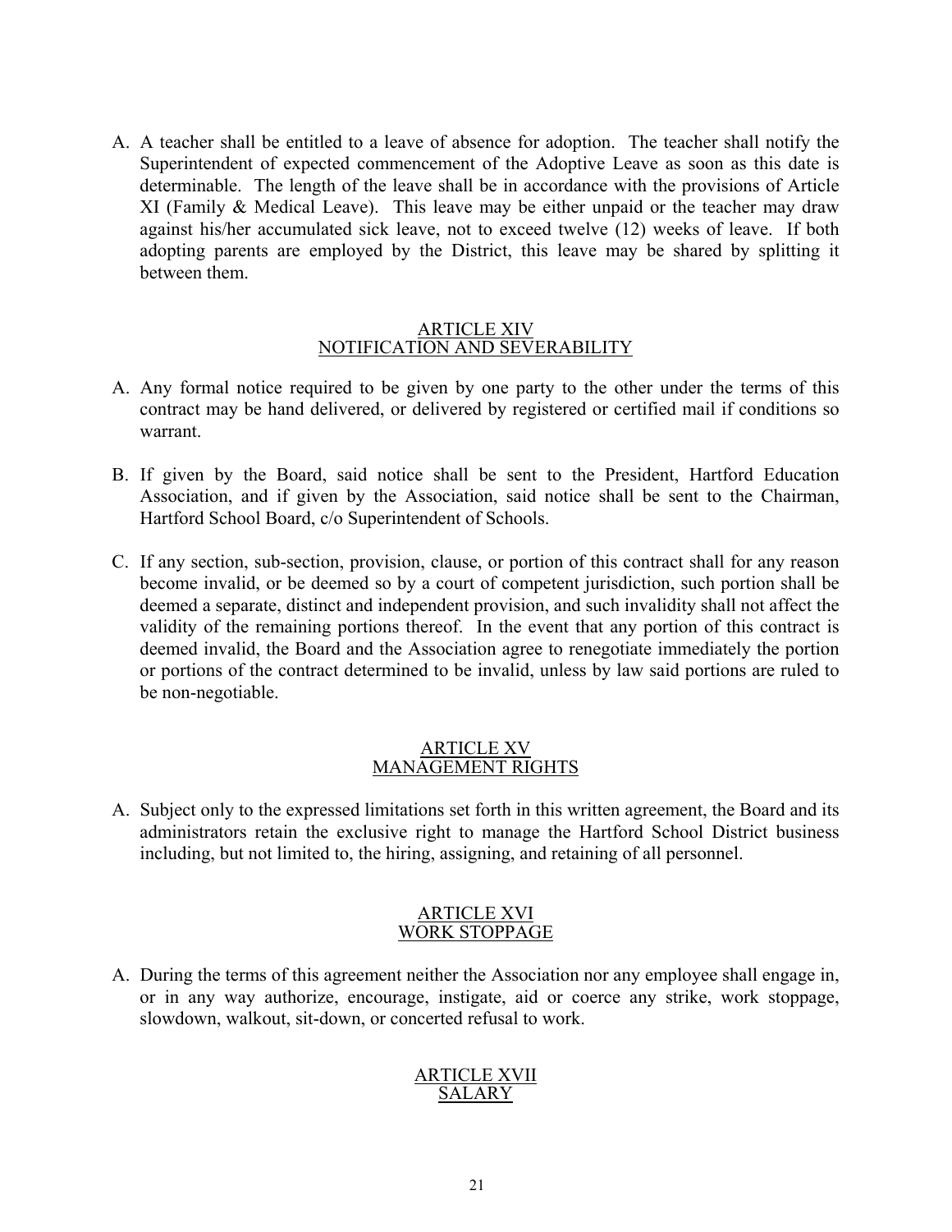A. A teacher shall be entitled to a leave of absence for adoption. The teacher shall notify the Superintendent of expected commencement of the Adoptive Leave as soon as this date is determinable. The length of the leave shall be in accordance with the provisions of Article XI (Family & Medical Leave). This leave may be either unpaid or the teacher may draw against his/her accumulated sick leave, not to exceed twelve (12) weeks of leave. If both adopting parents are employed by the District, this leave may be shared by splitting it between them.

## ARTICLE XIV
## NOTIFICATION AND SEVERABILITY

A. Any formal notice required to be given by one party to the other under the terms of this contract may be hand delivered, or delivered by registered or certified mail if conditions so warrant.

B. If given by the Board, said notice shall be sent to the President, Hartford Education Association, and if given by the Association, said notice shall be sent to the Chairman, Hartford School Board, c/o Superintendent of Schools.

C. If any section, sub-section, provision, clause, or portion of this contract shall for any reason become invalid, or be deemed so by a court of competent jurisdiction, such portion shall be deemed a separate, distinct and independent provision, and such invalidity shall not affect the validity of the remaining portions thereof. In the event that any portion of this contract is deemed invalid, the Board and the Association agree to renegotiate immediately the portion or portions of the contract determined to be invalid, unless by law said portions are ruled to be non-negotiable.

## ARTICLE XV
## MANAGEMENT RIGHTS

A. Subject only to the expressed limitations set forth in this written agreement, the Board and its administrators retain the exclusive right to manage the Hartford School District business including, but not limited to, the hiring, assigning, and retaining of all personnel.

## ARTICLE XVI
## WORK STOPPAGE

A. During the terms of this agreement neither the Association nor any employee shall engage in, or in any way authorize, encourage, instigate, aid or coerce any strike, work stoppage, slowdown, walkout, sit-down, or concerted refusal to work.

## ARTICLE XVII
## SALARY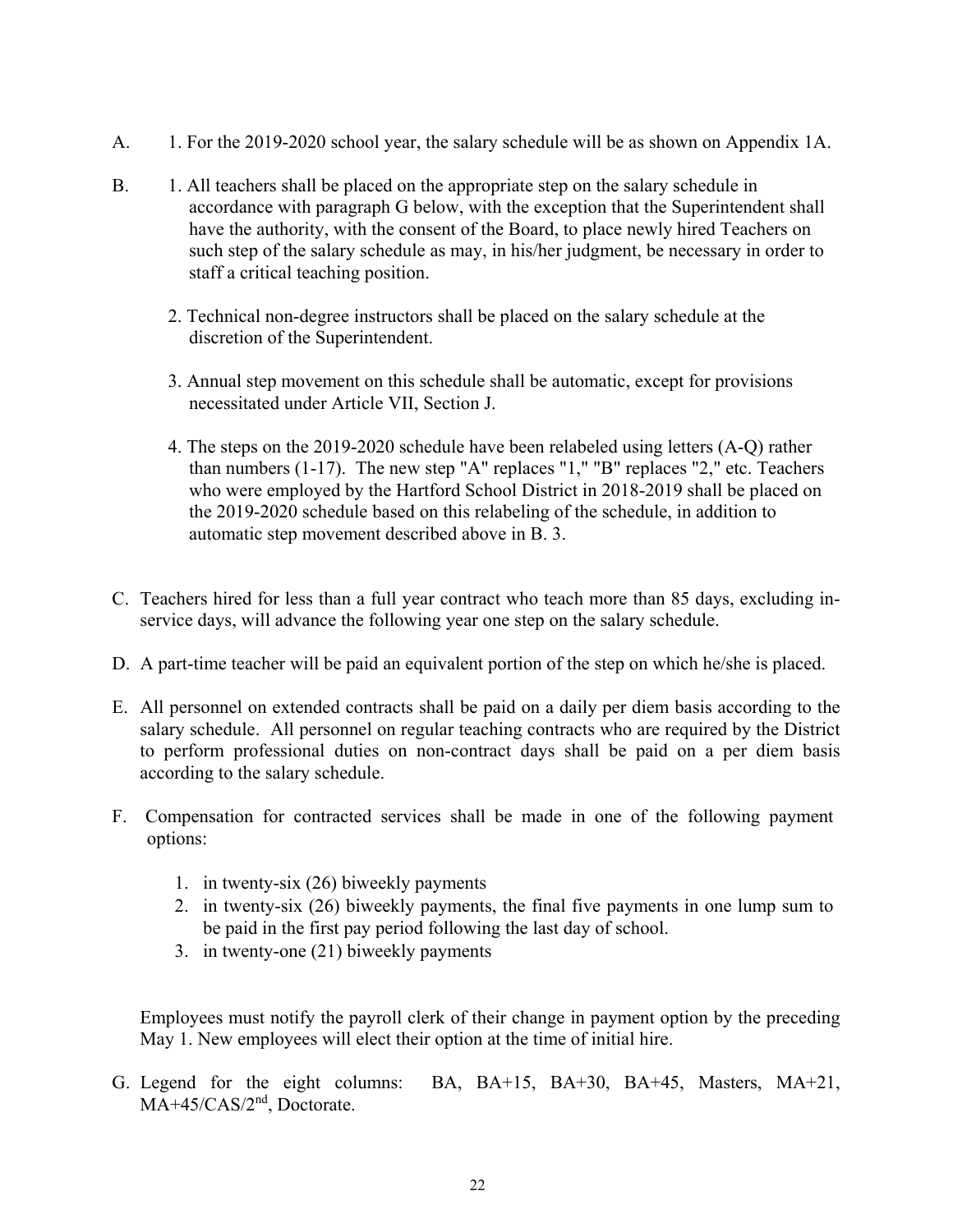A. 1. For the 2019-2020 school year, the salary schedule will be as shown on Appendix 1A.

B. 1. All teachers shall be placed on the appropriate step on the salary schedule in accordance with paragraph G below, with the exception that the Superintendent shall have the authority, with the consent of the Board, to place newly hired Teachers on such step of the salary schedule as may, in his/her judgment, be necessary in order to staff a critical teaching position.

   2. Technical non-degree instructors shall be placed on the salary schedule at the discretion of the Superintendent.

   3. Annual step movement on this schedule shall be automatic, except for provisions necessitated under Article VII, Section J.

   4. The steps on the 2019-2020 schedule have been relabeled using letters (A-Q) rather than numbers (1-17). The new step "A" replaces "1," "B" replaces "2," etc. Teachers who were employed by the Hartford School District in 2018-2019 shall be placed on the 2019-2020 schedule based on this relabeling of the schedule, in addition to automatic step movement described above in B. 3.

C. Teachers hired for less than a full year contract who teach more than 85 days, excluding in-service days, will advance the following year one step on the salary schedule.

D. A part-time teacher will be paid an equivalent portion of the step on which he/she is placed.

E. All personnel on extended contracts shall be paid on a daily per diem basis according to the salary schedule. All personnel on regular teaching contracts who are required by the District to perform professional duties on non-contract days shall be paid on a per diem basis according to the salary schedule.

F. Compensation for contracted services shall be made in one of the following payment options:

   1. in twenty-six (26) biweekly payments
   2. in twenty-six (26) biweekly payments, the final five payments in one lump sum to be paid in the first pay period following the last day of school.
   3. in twenty-one (21) biweekly payments

   Employees must notify the payroll clerk of their change in payment option by the preceding May 1. New employees will elect their option at the time of initial hire.

G. Legend for the eight columns: BA, BA+15, BA+30, BA+45, Masters, MA+21, MA+45/CAS/2nd, Doctorate.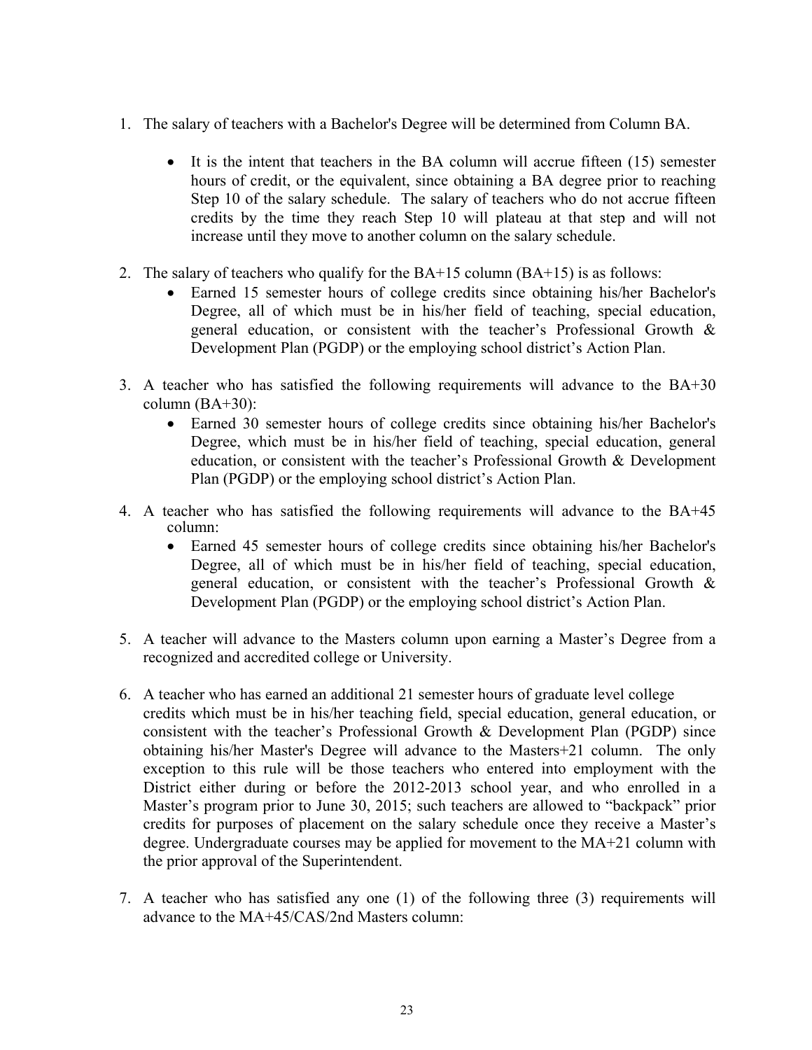1. The salary of teachers with a Bachelor's Degree will be determined from Column BA.

    - It is the intent that teachers in the BA column will accrue fifteen (15) semester hours of credit, or the equivalent, since obtaining a BA degree prior to reaching Step 10 of the salary schedule. The salary of teachers who do not accrue fifteen credits by the time they reach Step 10 will plateau at that step and will not increase until they move to another column on the salary schedule.

2. The salary of teachers who qualify for the BA+15 column (BA+15) is as follows:
    - Earned 15 semester hours of college credits since obtaining his/her Bachelor's Degree, all of which must be in his/her field of teaching, special education, general education, or consistent with the teacher's Professional Growth & Development Plan (PGDP) or the employing school district's Action Plan.

3. A teacher who has satisfied the following requirements will advance to the BA+30 column (BA+30):
    - Earned 30 semester hours of college credits since obtaining his/her Bachelor's Degree, which must be in his/her field of teaching, special education, general education, or consistent with the teacher's Professional Growth & Development Plan (PGDP) or the employing school district's Action Plan.

4. A teacher who has satisfied the following requirements will advance to the BA+45 column:
    - Earned 45 semester hours of college credits since obtaining his/her Bachelor's Degree, all of which must be in his/her field of teaching, special education, general education, or consistent with the teacher's Professional Growth & Development Plan (PGDP) or the employing school district's Action Plan.

5. A teacher will advance to the Masters column upon earning a Master's Degree from a recognized and accredited college or University.

6. A teacher who has earned an additional 21 semester hours of graduate level college credits which must be in his/her teaching field, special education, general education, or consistent with the teacher's Professional Growth & Development Plan (PGDP) since obtaining his/her Master's Degree will advance to the Masters+21 column. The only exception to this rule will be those teachers who entered into employment with the District either during or before the 2012-2013 school year, and who enrolled in a Master's program prior to June 30, 2015; such teachers are allowed to "backpack" prior credits for purposes of placement on the salary schedule once they receive a Master's degree. Undergraduate courses may be applied for movement to the MA+21 column with the prior approval of the Superintendent.

7. A teacher who has satisfied any one (1) of the following three (3) requirements will advance to the MA+45/CAS/2nd Masters column: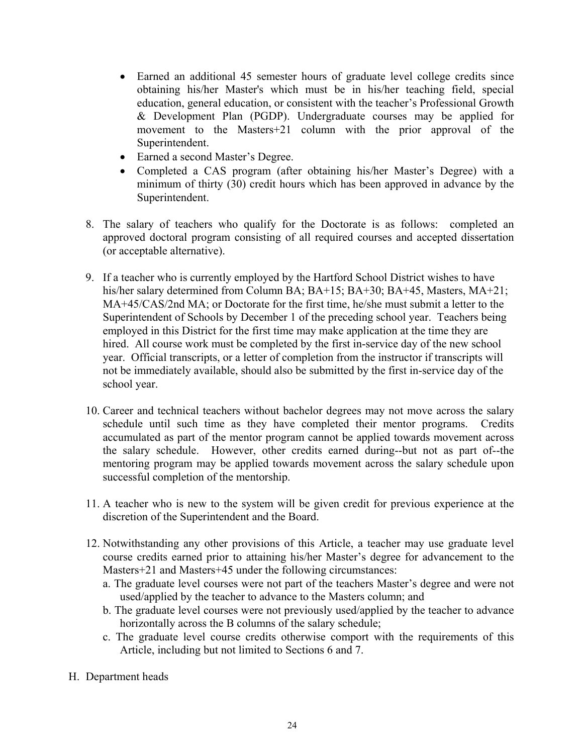- Earned an additional 45 semester hours of graduate level college credits since obtaining his/her Master's which must be in his/her teaching field, special education, general education, or consistent with the teacher's Professional Growth & Development Plan (PGDP). Undergraduate courses may be applied for movement to the Masters+21 column with the prior approval of the Superintendent.
- Earned a second Master's Degree.
- Completed a CAS program (after obtaining his/her Master's Degree) with a minimum of thirty (30) credit hours which has been approved in advance by the Superintendent.

8. The salary of teachers who qualify for the Doctorate is as follows: completed an approved doctoral program consisting of all required courses and accepted dissertation (or acceptable alternative).

9. If a teacher who is currently employed by the Hartford School District wishes to have his/her salary determined from Column BA; BA+15; BA+30; BA+45, Masters, MA+21; MA+45/CAS/2nd MA; or Doctorate for the first time, he/she must submit a letter to the Superintendent of Schools by December 1 of the preceding school year. Teachers being employed in this District for the first time may make application at the time they are hired. All course work must be completed by the first in-service day of the new school year. Official transcripts, or a letter of completion from the instructor if transcripts will not be immediately available, should also be submitted by the first in-service day of the school year.

10. Career and technical teachers without bachelor degrees may not move across the salary schedule until such time as they have completed their mentor programs. Credits accumulated as part of the mentor program cannot be applied towards movement across the salary schedule. However, other credits earned during--but not as part of--the mentoring program may be applied towards movement across the salary schedule upon successful completion of the mentorship.

11. A teacher who is new to the system will be given credit for previous experience at the discretion of the Superintendent and the Board.

12. Notwithstanding any other provisions of this Article, a teacher may use graduate level course credits earned prior to attaining his/her Master's degree for advancement to the Masters+21 and Masters+45 under the following circumstances:
    a. The graduate level courses were not part of the teachers Master's degree and were not used/applied by the teacher to advance to the Masters column; and
    b. The graduate level courses were not previously used/applied by the teacher to advance horizontally across the B columns of the salary schedule;
    c. The graduate level course credits otherwise comport with the requirements of this Article, including but not limited to Sections 6 and 7.

H. Department heads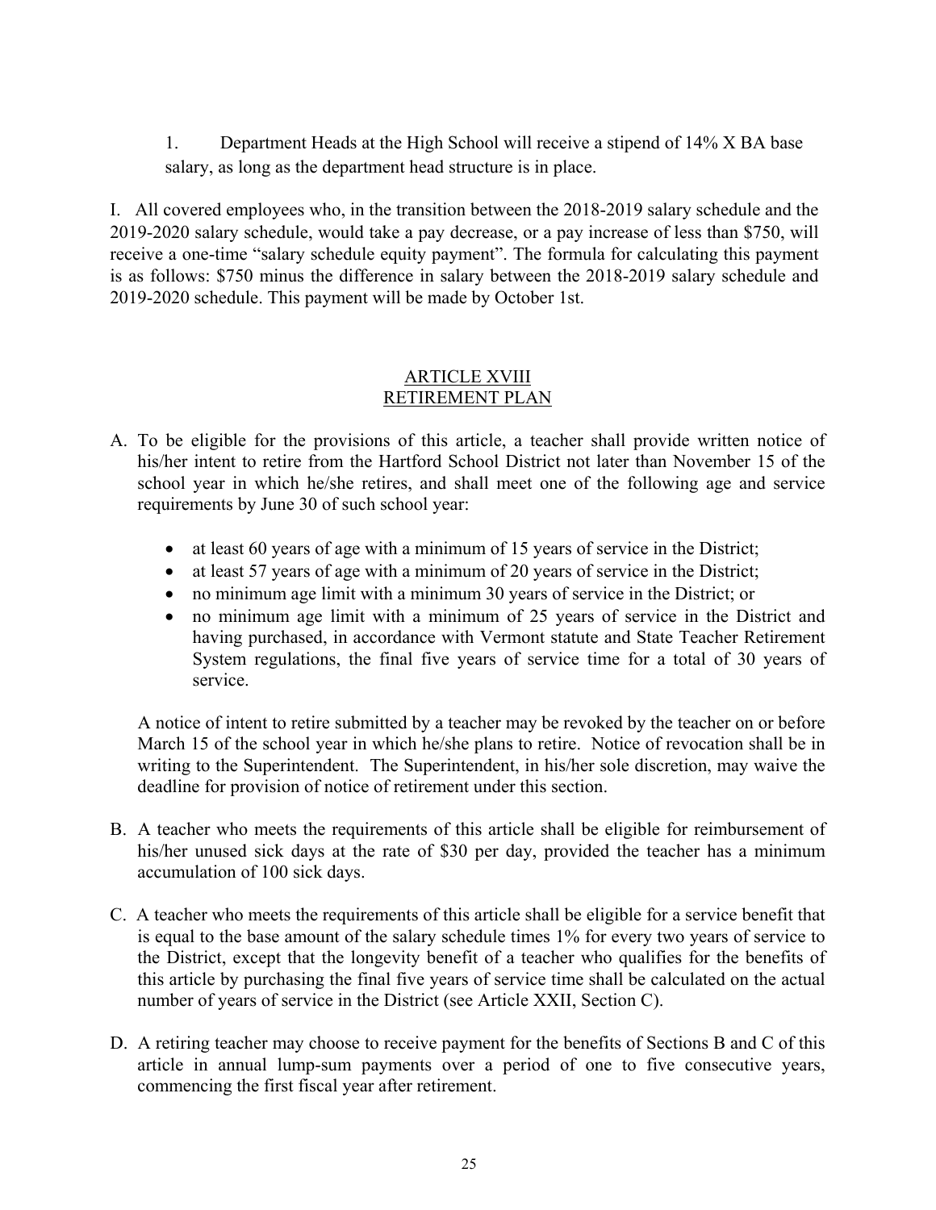1. Department Heads at the High School will receive a stipend of 14% X BA base salary, as long as the department head structure is in place.

I. All covered employees who, in the transition between the 2018-2019 salary schedule and the 2019-2020 salary schedule, would take a pay decrease, or a pay increase of less than $750, will receive a one-time "salary schedule equity payment". The formula for calculating this payment is as follows: $750 minus the difference in salary between the 2018-2019 salary schedule and 2019-2020 schedule. This payment will be made by October 1st.

## ARTICLE XVIII
## RETIREMENT PLAN

A. To be eligible for the provisions of this article, a teacher shall provide written notice of his/her intent to retire from the Hartford School District not later than November 15 of the school year in which he/she retires, and shall meet one of the following age and service requirements by June 30 of such school year:

- at least 60 years of age with a minimum of 15 years of service in the District;
- at least 57 years of age with a minimum of 20 years of service in the District;
- no minimum age limit with a minimum 30 years of service in the District; or
- no minimum age limit with a minimum of 25 years of service in the District and having purchased, in accordance with Vermont statute and State Teacher Retirement System regulations, the final five years of service time for a total of 30 years of service.

A notice of intent to retire submitted by a teacher may be revoked by the teacher on or before March 15 of the school year in which he/she plans to retire. Notice of revocation shall be in writing to the Superintendent. The Superintendent, in his/her sole discretion, may waive the deadline for provision of notice of retirement under this section.

B. A teacher who meets the requirements of this article shall be eligible for reimbursement of his/her unused sick days at the rate of $30 per day, provided the teacher has a minimum accumulation of 100 sick days.

C. A teacher who meets the requirements of this article shall be eligible for a service benefit that is equal to the base amount of the salary schedule times 1% for every two years of service to the District, except that the longevity benefit of a teacher who qualifies for the benefits of this article by purchasing the final five years of service time shall be calculated on the actual number of years of service in the District (see Article XXII, Section C).

D. A retiring teacher may choose to receive payment for the benefits of Sections B and C of this article in annual lump-sum payments over a period of one to five consecutive years, commencing the first fiscal year after retirement.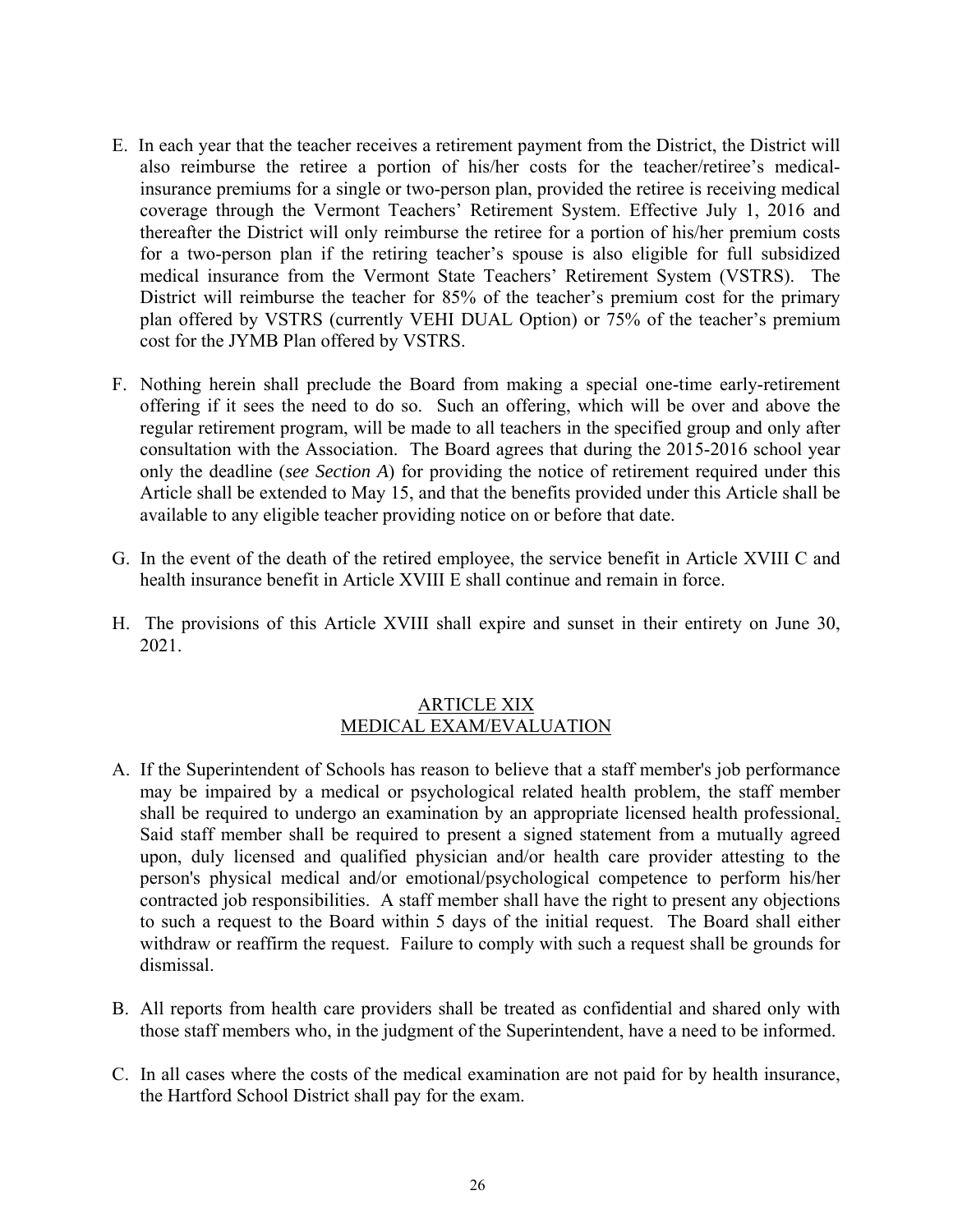E. In each year that the teacher receives a retirement payment from the District, the District will also reimburse the retiree a portion of his/her costs for the teacher/retiree's medical-insurance premiums for a single or two-person plan, provided the retiree is receiving medical coverage through the Vermont Teachers' Retirement System. Effective July 1, 2016 and thereafter the District will only reimburse the retiree for a portion of his/her premium costs for a two-person plan if the retiring teacher's spouse is also eligible for full subsidized medical insurance from the Vermont State Teachers' Retirement System (VSTRS). The District will reimburse the teacher for 85% of the teacher's premium cost for the primary plan offered by VSTRS (currently VEHI DUAL Option) or 75% of the teacher's premium cost for the JYMB Plan offered by VSTRS.

F. Nothing herein shall preclude the Board from making a special one-time early-retirement offering if it sees the need to do so. Such an offering, which will be over and above the regular retirement program, will be made to all teachers in the specified group and only after consultation with the Association. The Board agrees that during the 2015-2016 school year only the deadline (*see Section A*) for providing the notice of retirement required under this Article shall be extended to May 15, and that the benefits provided under this Article shall be available to any eligible teacher providing notice on or before that date.

G. In the event of the death of the retired employee, the service benefit in Article XVIII C and health insurance benefit in Article XVIII E shall continue and remain in force.

H. The provisions of this Article XVIII shall expire and sunset in their entirety on June 30, 2021.

## ARTICLE XIX
## MEDICAL EXAM/EVALUATION

A. If the Superintendent of Schools has reason to believe that a staff member's job performance may be impaired by a medical or psychological related health problem, the staff member shall be required to undergo an examination by an appropriate licensed health professional. Said staff member shall be required to present a signed statement from a mutually agreed upon, duly licensed and qualified physician and/or health care provider attesting to the person's physical medical and/or emotional/psychological competence to perform his/her contracted job responsibilities. A staff member shall have the right to present any objections to such a request to the Board within 5 days of the initial request. The Board shall either withdraw or reaffirm the request. Failure to comply with such a request shall be grounds for dismissal.

B. All reports from health care providers shall be treated as confidential and shared only with those staff members who, in the judgment of the Superintendent, have a need to be informed.

C. In all cases where the costs of the medical examination are not paid for by health insurance, the Hartford School District shall pay for the exam.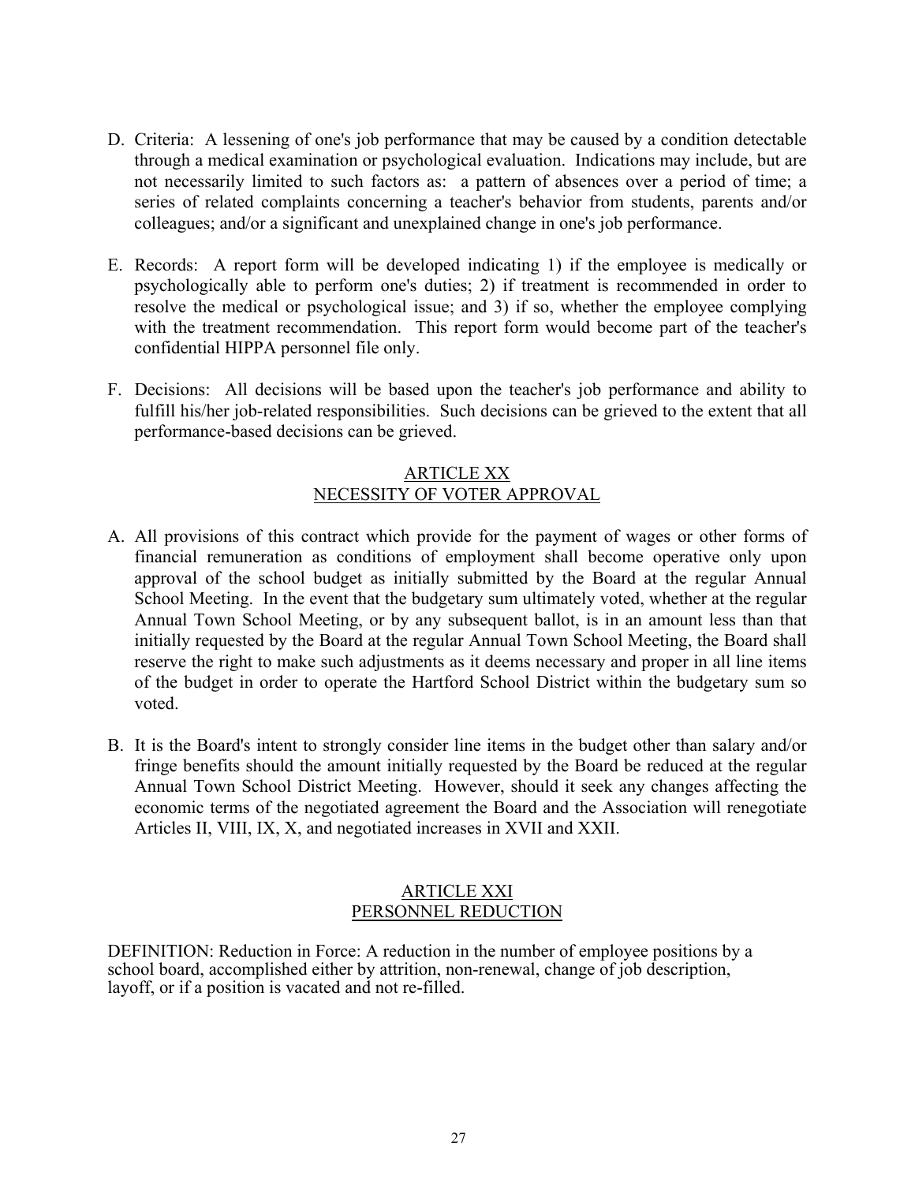D. Criteria: A lessening of one's job performance that may be caused by a condition detectable through a medical examination or psychological evaluation. Indications may include, but are not necessarily limited to such factors as: a pattern of absences over a period of time; a series of related complaints concerning a teacher's behavior from students, parents and/or colleagues; and/or a significant and unexplained change in one's job performance.

E. Records: A report form will be developed indicating 1) if the employee is medically or psychologically able to perform one's duties; 2) if treatment is recommended in order to resolve the medical or psychological issue; and 3) if so, whether the employee complying with the treatment recommendation. This report form would become part of the teacher's confidential HIPPA personnel file only.

F. Decisions: All decisions will be based upon the teacher's job performance and ability to fulfill his/her job-related responsibilities. Such decisions can be grieved to the extent that all performance-based decisions can be grieved.

## ARTICLE XX
## NECESSITY OF VOTER APPROVAL

A. All provisions of this contract which provide for the payment of wages or other forms of financial remuneration as conditions of employment shall become operative only upon approval of the school budget as initially submitted by the Board at the regular Annual School Meeting. In the event that the budgetary sum ultimately voted, whether at the regular Annual Town School Meeting, or by any subsequent ballot, is in an amount less than that initially requested by the Board at the regular Annual Town School Meeting, the Board shall reserve the right to make such adjustments as it deems necessary and proper in all line items of the budget in order to operate the Hartford School District within the budgetary sum so voted.

B. It is the Board's intent to strongly consider line items in the budget other than salary and/or fringe benefits should the amount initially requested by the Board be reduced at the regular Annual Town School District Meeting. However, should it seek any changes affecting the economic terms of the negotiated agreement the Board and the Association will renegotiate Articles II, VIII, IX, X, and negotiated increases in XVII and XXII.

## ARTICLE XXI
## PERSONNEL REDUCTION

DEFINITION: Reduction in Force: A reduction in the number of employee positions by a school board, accomplished either by attrition, non-renewal, change of job description, layoff, or if a position is vacated and not re-filled.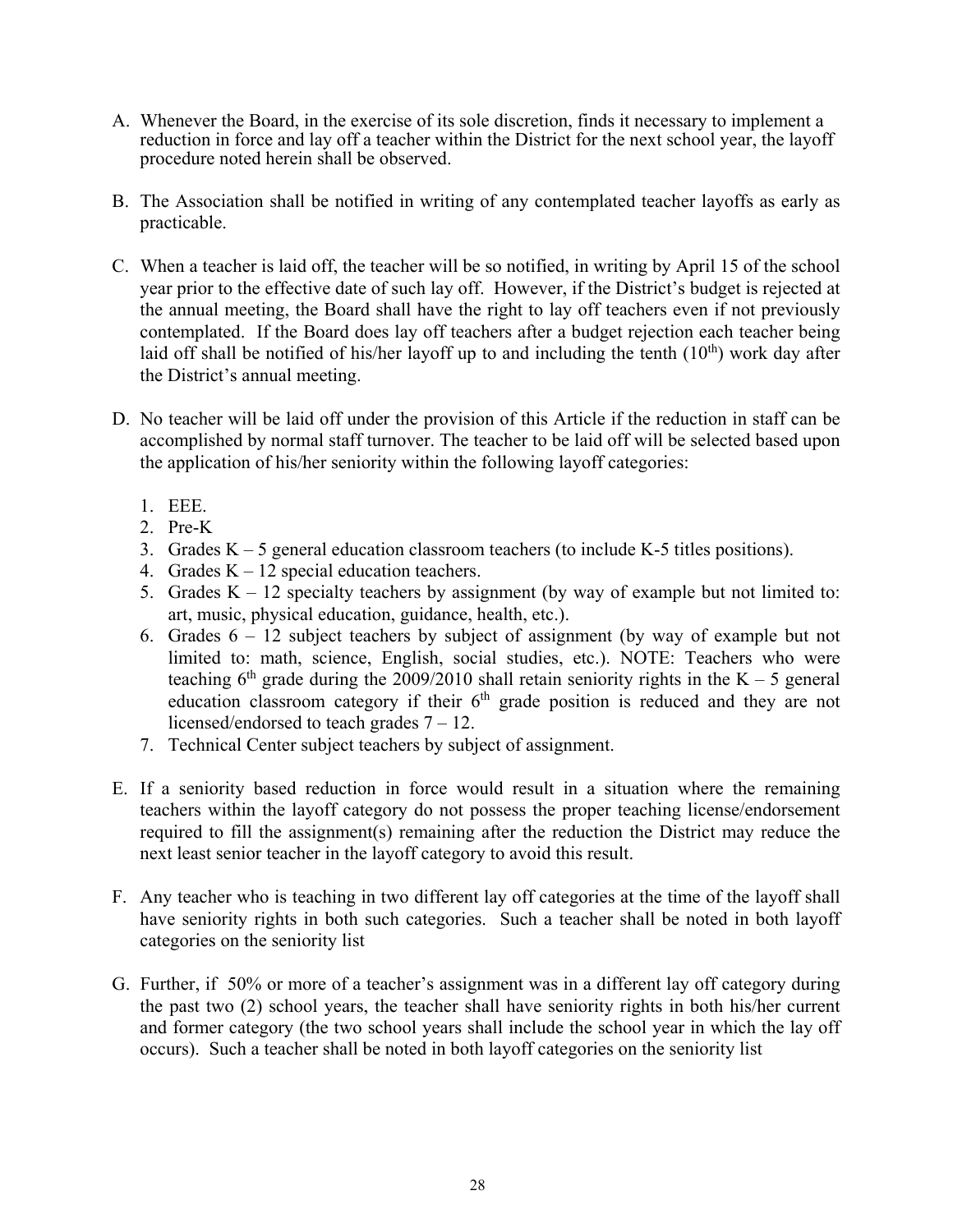A. Whenever the Board, in the exercise of its sole discretion, finds it necessary to implement a reduction in force and lay off a teacher within the District for the next school year, the layoff procedure noted herein shall be observed.

B. The Association shall be notified in writing of any contemplated teacher layoffs as early as practicable.

C. When a teacher is laid off, the teacher will be so notified, in writing by April 15 of the school year prior to the effective date of such lay off. However, if the District's budget is rejected at the annual meeting, the Board shall have the right to lay off teachers even if not previously contemplated. If the Board does lay off teachers after a budget rejection each teacher being laid off shall be notified of his/her layoff up to and including the tenth (10th) work day after the District's annual meeting.

D. No teacher will be laid off under the provision of this Article if the reduction in staff can be accomplished by normal staff turnover. The teacher to be laid off will be selected based upon the application of his/her seniority within the following layoff categories:

   1. EEE.
   2. Pre-K
   3. Grades K – 5 general education classroom teachers (to include K-5 titles positions).
   4. Grades K – 12 special education teachers.
   5. Grades K – 12 specialty teachers by assignment (by way of example but not limited to: art, music, physical education, guidance, health, etc.).
   6. Grades 6 – 12 subject teachers by subject of assignment (by way of example but not limited to: math, science, English, social studies, etc.). NOTE: Teachers who were teaching 6th grade during the 2009/2010 shall retain seniority rights in the K – 5 general education classroom category if their 6th grade position is reduced and they are not licensed/endorsed to teach grades 7 – 12.
   7. Technical Center subject teachers by subject of assignment.

E. If a seniority based reduction in force would result in a situation where the remaining teachers within the layoff category do not possess the proper teaching license/endorsement required to fill the assignment(s) remaining after the reduction the District may reduce the next least senior teacher in the layoff category to avoid this result.

F. Any teacher who is teaching in two different lay off categories at the time of the layoff shall have seniority rights in both such categories. Such a teacher shall be noted in both layoff categories on the seniority list

G. Further, if 50% or more of a teacher's assignment was in a different lay off category during the past two (2) school years, the teacher shall have seniority rights in both his/her current and former category (the two school years shall include the school year in which the lay off occurs). Such a teacher shall be noted in both layoff categories on the seniority list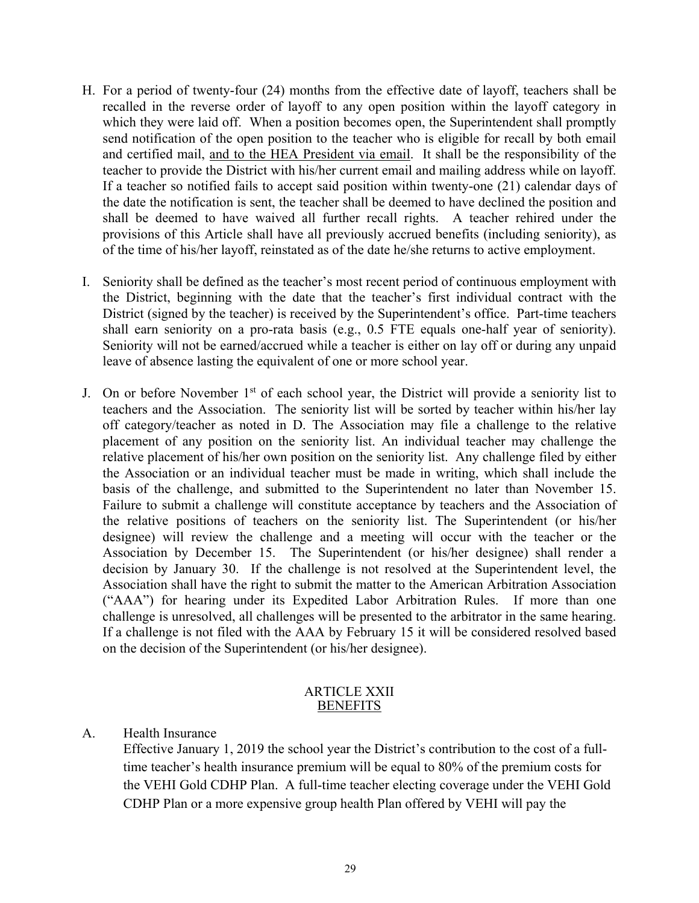H. For a period of twenty-four (24) months from the effective date of layoff, teachers shall be recalled in the reverse order of layoff to any open position within the layoff category in which they were laid off. When a position becomes open, the Superintendent shall promptly send notification of the open position to the teacher who is eligible for recall by both email and certified mail, <u>and to the HEA President via email</u>. It shall be the responsibility of the teacher to provide the District with his/her current email and mailing address while on layoff. If a teacher so notified fails to accept said position within twenty-one (21) calendar days of the date the notification is sent, the teacher shall be deemed to have declined the position and shall be deemed to have waived all further recall rights. A teacher rehired under the provisions of this Article shall have all previously accrued benefits (including seniority), as of the time of his/her layoff, reinstated as of the date he/she returns to active employment.

I. Seniority shall be defined as the teacher's most recent period of continuous employment with the District, beginning with the date that the teacher's first individual contract with the District (signed by the teacher) is received by the Superintendent's office. Part-time teachers shall earn seniority on a pro-rata basis (e.g., 0.5 FTE equals one-half year of seniority). Seniority will not be earned/accrued while a teacher is either on lay off or during any unpaid leave of absence lasting the equivalent of one or more school year.

J. On or before November 1st of each school year, the District will provide a seniority list to teachers and the Association. The seniority list will be sorted by teacher within his/her lay off category/teacher as noted in D. The Association may file a challenge to the relative placement of any position on the seniority list. An individual teacher may challenge the relative placement of his/her own position on the seniority list. Any challenge filed by either the Association or an individual teacher must be made in writing, which shall include the basis of the challenge, and submitted to the Superintendent no later than November 15. Failure to submit a challenge will constitute acceptance by teachers and the Association of the relative positions of teachers on the seniority list. The Superintendent (or his/her designee) will review the challenge and a meeting will occur with the teacher or the Association by December 15. The Superintendent (or his/her designee) shall render a decision by January 30. If the challenge is not resolved at the Superintendent level, the Association shall have the right to submit the matter to the American Arbitration Association ("AAA") for hearing under its Expedited Labor Arbitration Rules. If more than one challenge is unresolved, all challenges will be presented to the arbitrator in the same hearing. If a challenge is not filed with the AAA by February 15 it will be considered resolved based on the decision of the Superintendent (or his/her designee).

## ARTICLE XXII
## <u>BENEFITS</u>

A. Health Insurance

Effective January 1, 2019 the school year the District's contribution to the cost of a full-time teacher's health insurance premium will be equal to 80% of the premium costs for the VEHI Gold CDHP Plan. A full-time teacher electing coverage under the VEHI Gold CDHP Plan or a more expensive group health Plan offered by VEHI will pay the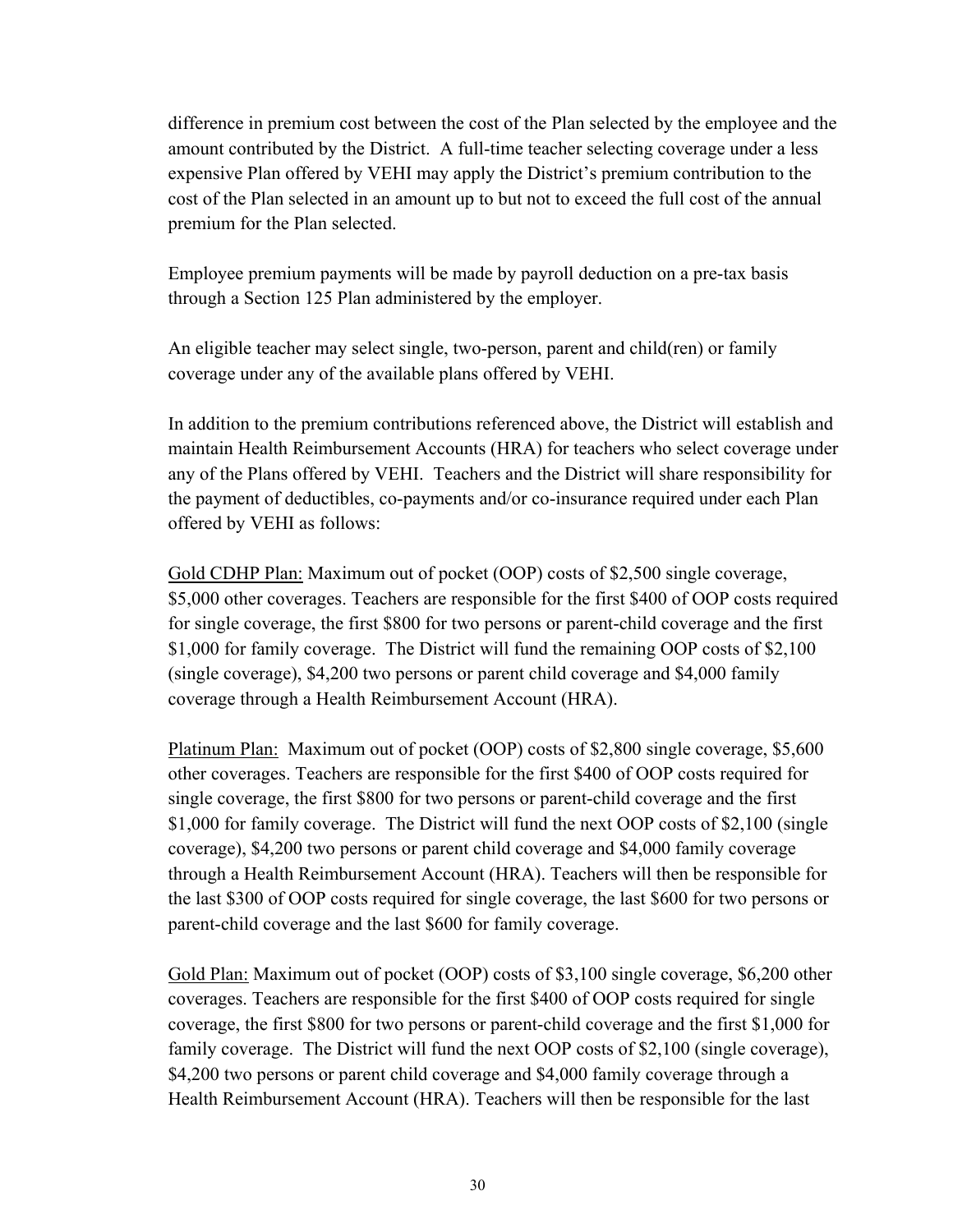difference in premium cost between the cost of the Plan selected by the employee and the amount contributed by the District. A full-time teacher selecting coverage under a less expensive Plan offered by VEHI may apply the District's premium contribution to the cost of the Plan selected in an amount up to but not to exceed the full cost of the annual premium for the Plan selected.

Employee premium payments will be made by payroll deduction on a pre-tax basis through a Section 125 Plan administered by the employer.

An eligible teacher may select single, two-person, parent and child(ren) or family coverage under any of the available plans offered by VEHI.

In addition to the premium contributions referenced above, the District will establish and maintain Health Reimbursement Accounts (HRA) for teachers who select coverage under any of the Plans offered by VEHI. Teachers and the District will share responsibility for the payment of deductibles, co-payments and/or co-insurance required under each Plan offered by VEHI as follows:

<u>Gold CDHP Plan:</u> Maximum out of pocket (OOP) costs of $2,500 single coverage, $5,000 other coverages. Teachers are responsible for the first $400 of OOP costs required for single coverage, the first $800 for two persons or parent-child coverage and the first $1,000 for family coverage. The District will fund the remaining OOP costs of $2,100 (single coverage), $4,200 two persons or parent child coverage and $4,000 family coverage through a Health Reimbursement Account (HRA).

<u>Platinum Plan:</u> Maximum out of pocket (OOP) costs of $2,800 single coverage, $5,600 other coverages. Teachers are responsible for the first $400 of OOP costs required for single coverage, the first $800 for two persons or parent-child coverage and the first $1,000 for family coverage. The District will fund the next OOP costs of $2,100 (single coverage), $4,200 two persons or parent child coverage and $4,000 family coverage through a Health Reimbursement Account (HRA). Teachers will then be responsible for the last $300 of OOP costs required for single coverage, the last $600 for two persons or parent-child coverage and the last $600 for family coverage.

<u>Gold Plan:</u> Maximum out of pocket (OOP) costs of $3,100 single coverage, $6,200 other coverages. Teachers are responsible for the first $400 of OOP costs required for single coverage, the first $800 for two persons or parent-child coverage and the first $1,000 for family coverage. The District will fund the next OOP costs of $2,100 (single coverage), $4,200 two persons or parent child coverage and $4,000 family coverage through a Health Reimbursement Account (HRA). Teachers will then be responsible for the last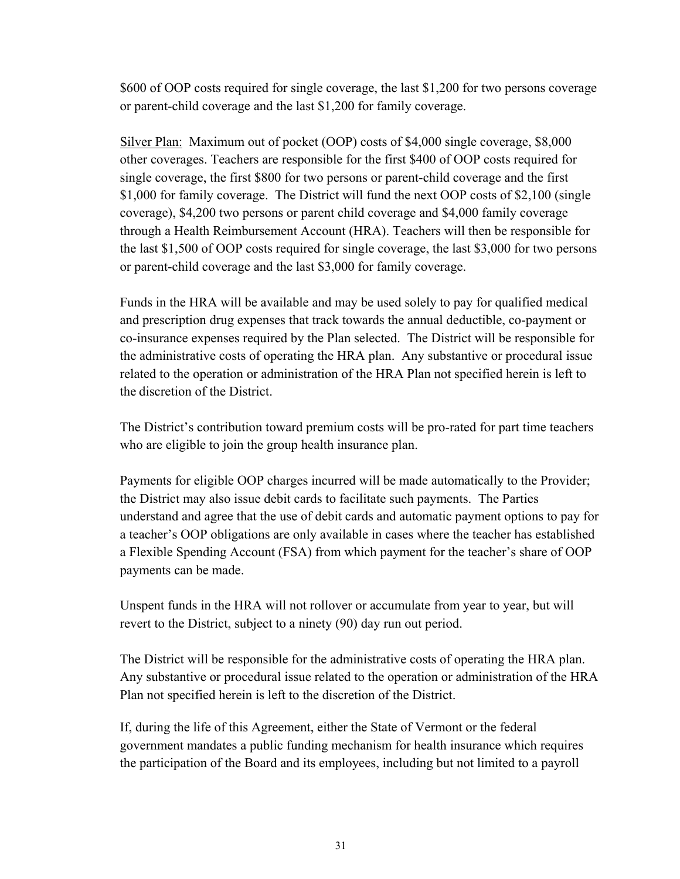$600 of OOP costs required for single coverage, the last $1,200 for two persons coverage or parent-child coverage and the last $1,200 for family coverage.

Silver Plan: Maximum out of pocket (OOP) costs of $4,000 single coverage, $8,000 other coverages. Teachers are responsible for the first $400 of OOP costs required for single coverage, the first $800 for two persons or parent-child coverage and the first $1,000 for family coverage. The District will fund the next OOP costs of $2,100 (single coverage), $4,200 two persons or parent child coverage and $4,000 family coverage through a Health Reimbursement Account (HRA). Teachers will then be responsible for the last $1,500 of OOP costs required for single coverage, the last $3,000 for two persons or parent-child coverage and the last $3,000 for family coverage.

Funds in the HRA will be available and may be used solely to pay for qualified medical and prescription drug expenses that track towards the annual deductible, co-payment or co-insurance expenses required by the Plan selected. The District will be responsible for the administrative costs of operating the HRA plan. Any substantive or procedural issue related to the operation or administration of the HRA Plan not specified herein is left to the discretion of the District.

The District's contribution toward premium costs will be pro-rated for part time teachers who are eligible to join the group health insurance plan.

Payments for eligible OOP charges incurred will be made automatically to the Provider; the District may also issue debit cards to facilitate such payments. The Parties understand and agree that the use of debit cards and automatic payment options to pay for a teacher's OOP obligations are only available in cases where the teacher has established a Flexible Spending Account (FSA) from which payment for the teacher's share of OOP payments can be made.

Unspent funds in the HRA will not rollover or accumulate from year to year, but will revert to the District, subject to a ninety (90) day run out period.

The District will be responsible for the administrative costs of operating the HRA plan. Any substantive or procedural issue related to the operation or administration of the HRA Plan not specified herein is left to the discretion of the District.

If, during the life of this Agreement, either the State of Vermont or the federal government mandates a public funding mechanism for health insurance which requires the participation of the Board and its employees, including but not limited to a payroll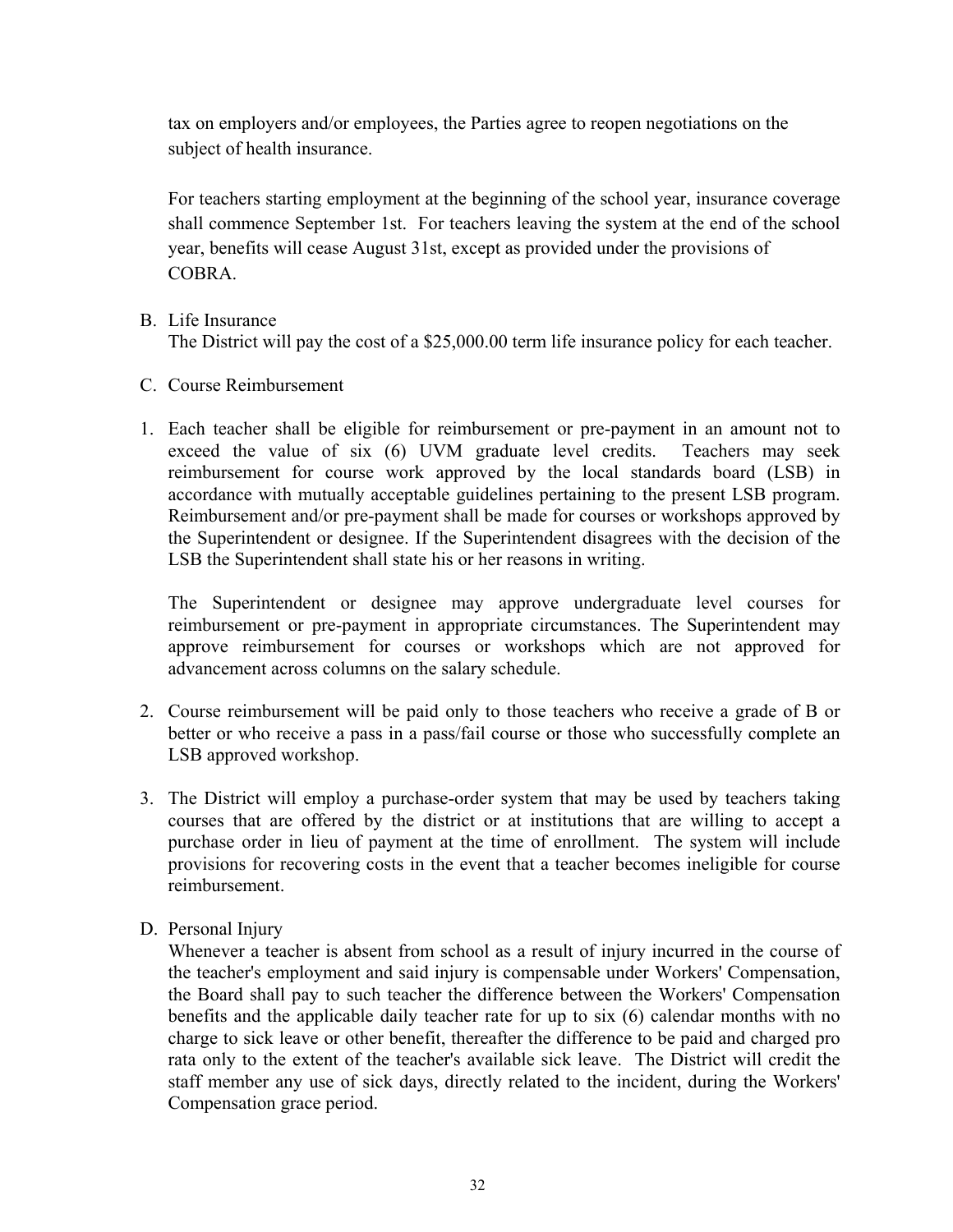tax on employers and/or employees, the Parties agree to reopen negotiations on the subject of health insurance.

For teachers starting employment at the beginning of the school year, insurance coverage shall commence September 1st. For teachers leaving the system at the end of the school year, benefits will cease August 31st, except as provided under the provisions of COBRA.

B. Life Insurance
The District will pay the cost of a $25,000.00 term life insurance policy for each teacher.

C. Course Reimbursement

1. Each teacher shall be eligible for reimbursement or pre-payment in an amount not to exceed the value of six (6) UVM graduate level credits. Teachers may seek reimbursement for course work approved by the local standards board (LSB) in accordance with mutually acceptable guidelines pertaining to the present LSB program. Reimbursement and/or pre-payment shall be made for courses or workshops approved by the Superintendent or designee. If the Superintendent disagrees with the decision of the LSB the Superintendent shall state his or her reasons in writing.

   The Superintendent or designee may approve undergraduate level courses for reimbursement or pre-payment in appropriate circumstances. The Superintendent may approve reimbursement for courses or workshops which are not approved for advancement across columns on the salary schedule.

2. Course reimbursement will be paid only to those teachers who receive a grade of B or better or who receive a pass in a pass/fail course or those who successfully complete an LSB approved workshop.

3. The District will employ a purchase-order system that may be used by teachers taking courses that are offered by the district or at institutions that are willing to accept a purchase order in lieu of payment at the time of enrollment. The system will include provisions for recovering costs in the event that a teacher becomes ineligible for course reimbursement.

D. Personal Injury
Whenever a teacher is absent from school as a result of injury incurred in the course of the teacher's employment and said injury is compensable under Workers' Compensation, the Board shall pay to such teacher the difference between the Workers' Compensation benefits and the applicable daily teacher rate for up to six (6) calendar months with no charge to sick leave or other benefit, thereafter the difference to be paid and charged pro rata only to the extent of the teacher's available sick leave. The District will credit the staff member any use of sick days, directly related to the incident, during the Workers' Compensation grace period.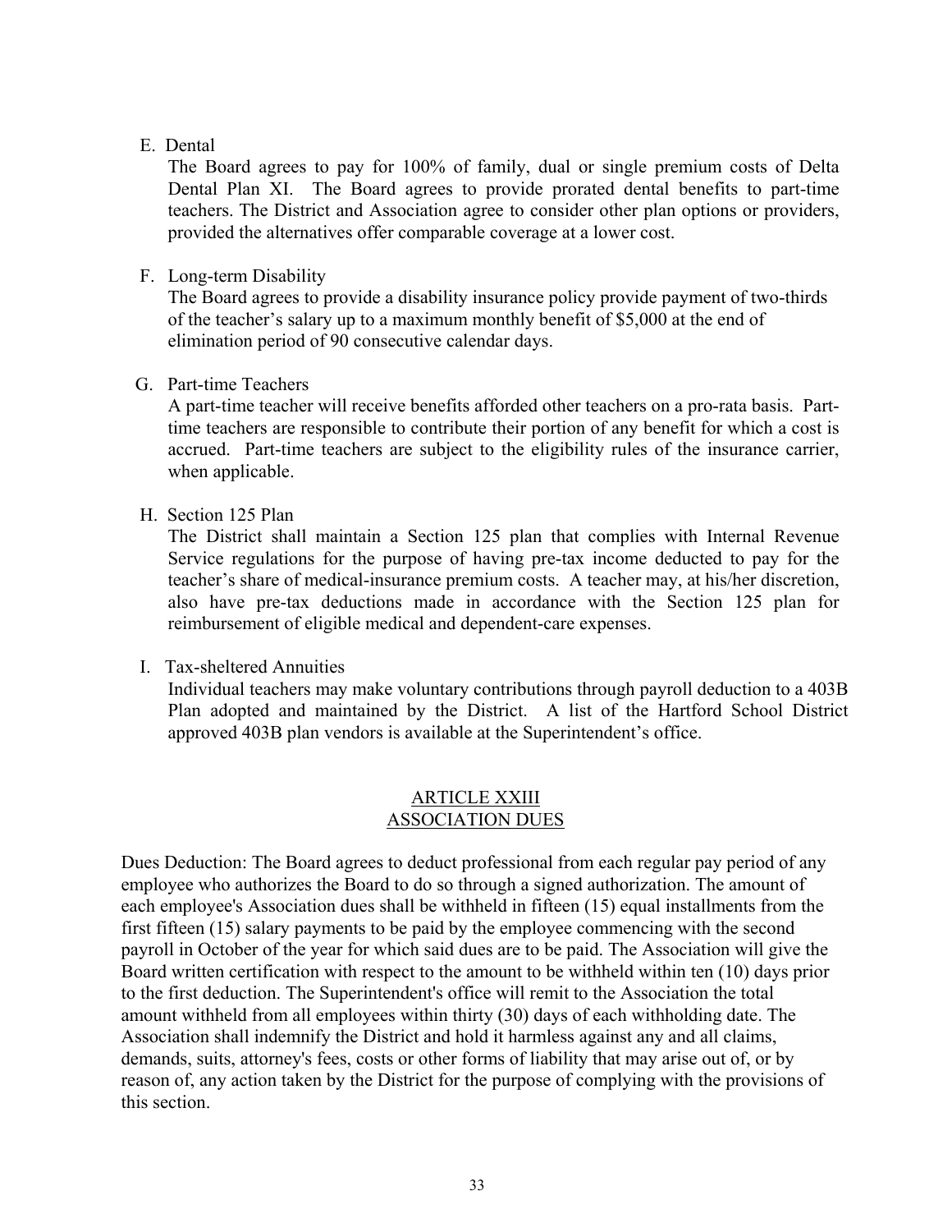E. Dental

The Board agrees to pay for 100% of family, dual or single premium costs of Delta Dental Plan XI. The Board agrees to provide prorated dental benefits to part-time teachers. The District and Association agree to consider other plan options or providers, provided the alternatives offer comparable coverage at a lower cost.

F. Long-term Disability

The Board agrees to provide a disability insurance policy provide payment of two-thirds of the teacher's salary up to a maximum monthly benefit of $5,000 at the end of elimination period of 90 consecutive calendar days.

G. Part-time Teachers

A part-time teacher will receive benefits afforded other teachers on a pro-rata basis. Part-time teachers are responsible to contribute their portion of any benefit for which a cost is accrued. Part-time teachers are subject to the eligibility rules of the insurance carrier, when applicable.

H. Section 125 Plan

The District shall maintain a Section 125 plan that complies with Internal Revenue Service regulations for the purpose of having pre-tax income deducted to pay for the teacher's share of medical-insurance premium costs. A teacher may, at his/her discretion, also have pre-tax deductions made in accordance with the Section 125 plan for reimbursement of eligible medical and dependent-care expenses.

I. Tax-sheltered Annuities

Individual teachers may make voluntary contributions through payroll deduction to a 403B Plan adopted and maintained by the District. A list of the Hartford School District approved 403B plan vendors is available at the Superintendent's office.

## ARTICLE XXIII
## ASSOCIATION DUES

Dues Deduction: The Board agrees to deduct professional from each regular pay period of any employee who authorizes the Board to do so through a signed authorization. The amount of each employee's Association dues shall be withheld in fifteen (15) equal installments from the first fifteen (15) salary payments to be paid by the employee commencing with the second payroll in October of the year for which said dues are to be paid. The Association will give the Board written certification with respect to the amount to be withheld within ten (10) days prior to the first deduction. The Superintendent's office will remit to the Association the total amount withheld from all employees within thirty (30) days of each withholding date. The Association shall indemnify the District and hold it harmless against any and all claims, demands, suits, attorney's fees, costs or other forms of liability that may arise out of, or by reason of, any action taken by the District for the purpose of complying with the provisions of this section.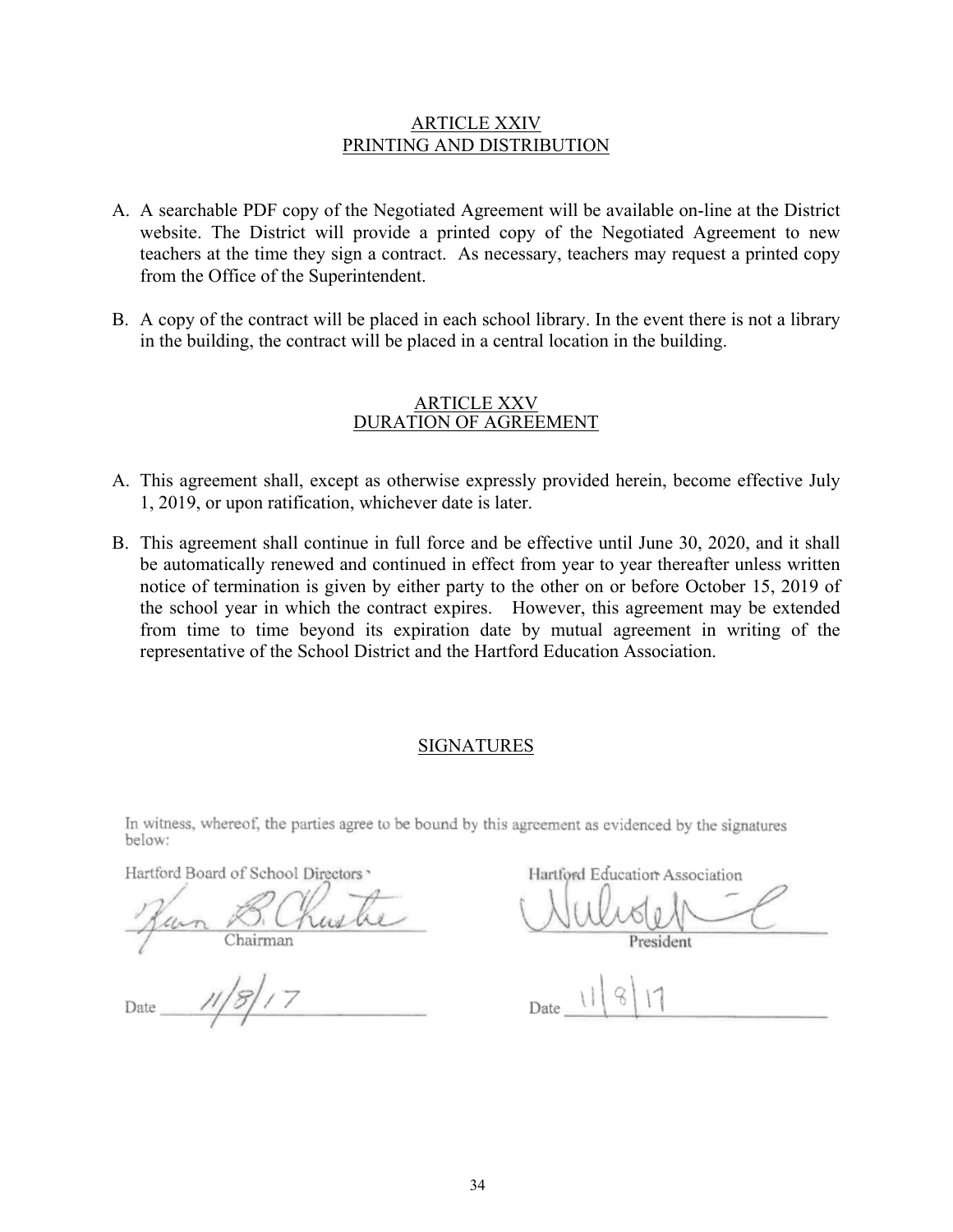## ARTICLE XXIV
## PRINTING AND DISTRIBUTION

A. A searchable PDF copy of the Negotiated Agreement will be available on-line at the District website. The District will provide a printed copy of the Negotiated Agreement to new teachers at the time they sign a contract. As necessary, teachers may request a printed copy from the Office of the Superintendent.

B. A copy of the contract will be placed in each school library. In the event there is not a library in the building, the contract will be placed in a central location in the building.

## ARTICLE XXV
## DURATION OF AGREEMENT

A. This agreement shall, except as otherwise expressly provided herein, become effective July 1, 2019, or upon ratification, whichever date is later.

B. This agreement shall continue in full force and be effective until June 30, 2020, and it shall be automatically renewed and continued in effect from year to year thereafter unless written notice of termination is given by either party to the other on or before October 15, 2019 of the school year in which the contract expires. However, this agreement may be extended from time to time beyond its expiration date by mutual agreement in writing of the representative of the School District and the Hartford Education Association.

## SIGNATURES

In witness, whereof, the parties agree to be bound by this agreement as evidenced by the signatures below:

Hartford Board of School Directors

Chairman

Date 11/8/17

Hartford Education Association

President

Date 11/8/17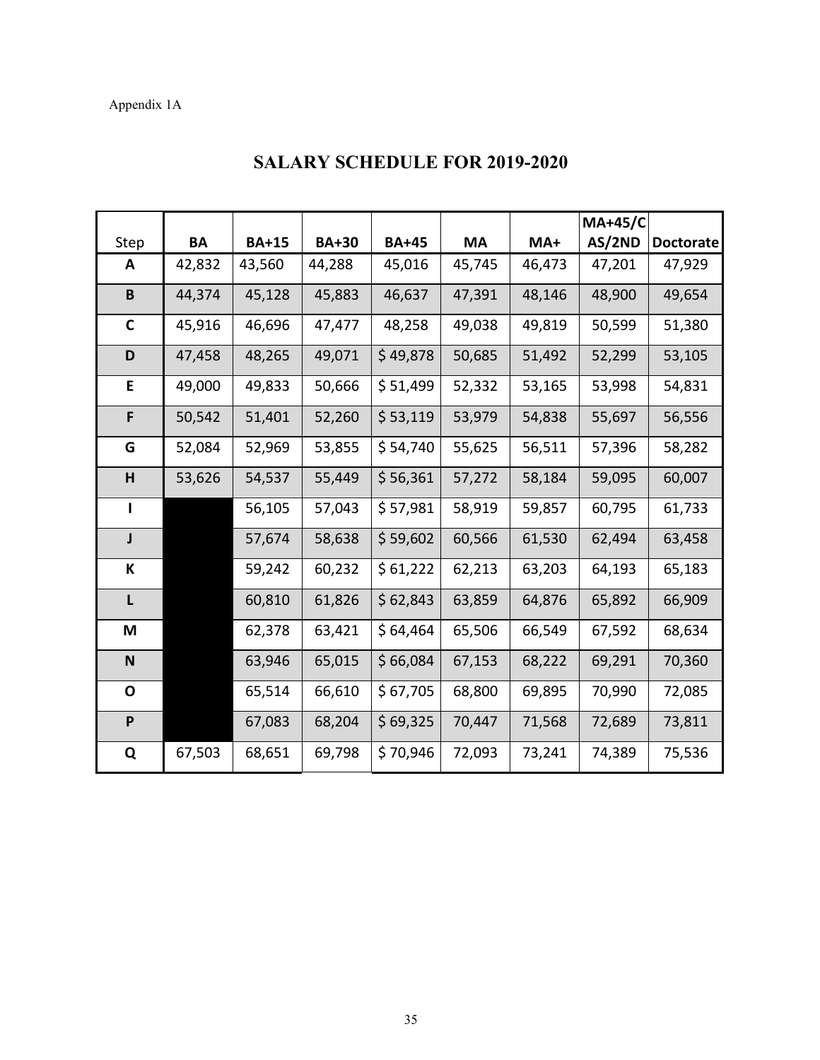Appendix 1A

# SALARY SCHEDULE FOR 2019-2020

| Step | BA | BA+15 | BA+30 | BA+45 | MA | MA+ | MA+45/CAS/2ND | Doctorate |
|---|---|---|---|---|---|---|---|---|
| A | 42,832 | 43,560 | 44,288 | 45,016 | 45,745 | 46,473 | 47,201 | 47,929 |
| B | 44,374 | 45,128 | 45,883 | 46,637 | 47,391 | 48,146 | 48,900 | 49,654 |
| C | 45,916 | 46,696 | 47,477 | 48,258 | 49,038 | 49,819 | 50,599 | 51,380 |
| D | 47,458 | 48,265 | 49,071 | $ 49,878 | 50,685 | 51,492 | 52,299 | 53,105 |
| E | 49,000 | 49,833 | 50,666 | $ 51,499 | 52,332 | 53,165 | 53,998 | 54,831 |
| F | 50,542 | 51,401 | 52,260 | $ 53,119 | 53,979 | 54,838 | 55,697 | 56,556 |
| G | 52,084 | 52,969 | 53,855 | $ 54,740 | 55,625 | 56,511 | 57,396 | 58,282 |
| H | 53,626 | 54,537 | 55,449 | $ 56,361 | 57,272 | 58,184 | 59,095 | 60,007 |
| I | | 56,105 | 57,043 | $ 57,981 | 58,919 | 59,857 | 60,795 | 61,733 |
| J | | 57,674 | 58,638 | $ 59,602 | 60,566 | 61,530 | 62,494 | 63,458 |
| K | | 59,242 | 60,232 | $ 61,222 | 62,213 | 63,203 | 64,193 | 65,183 |
| L | | 60,810 | 61,826 | $ 62,843 | 63,859 | 64,876 | 65,892 | 66,909 |
| M | | 62,378 | 63,421 | $ 64,464 | 65,506 | 66,549 | 67,592 | 68,634 |
| N | | 63,946 | 65,015 | $ 66,084 | 67,153 | 68,222 | 69,291 | 70,360 |
| O | | 65,514 | 66,610 | $ 67,705 | 68,800 | 69,895 | 70,990 | 72,085 |
| P | | 67,083 | 68,204 | $ 69,325 | 70,447 | 71,568 | 72,689 | 73,811 |
| Q | 67,503 | 68,651 | 69,798 | $ 70,946 | 72,093 | 73,241 | 74,389 | 75,536 |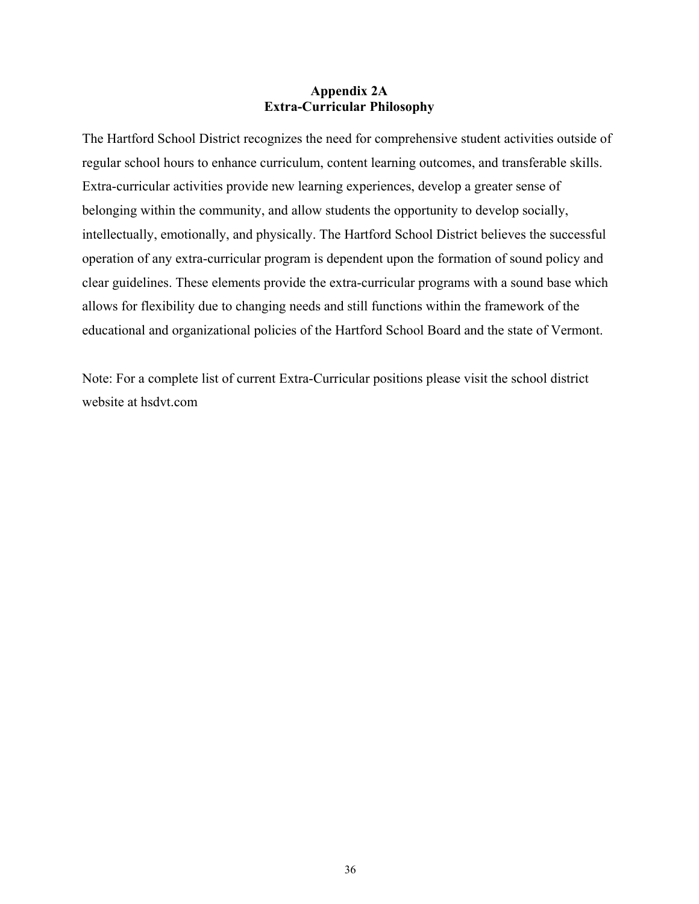## Appendix 2A
## Extra-Curricular Philosophy

The Hartford School District recognizes the need for comprehensive student activities outside of regular school hours to enhance curriculum, content learning outcomes, and transferable skills. Extra-curricular activities provide new learning experiences, develop a greater sense of belonging within the community, and allow students the opportunity to develop socially, intellectually, emotionally, and physically. The Hartford School District believes the successful operation of any extra-curricular program is dependent upon the formation of sound policy and clear guidelines. These elements provide the extra-curricular programs with a sound base which allows for flexibility due to changing needs and still functions within the framework of the educational and organizational policies of the Hartford School Board and the state of Vermont.

Note: For a complete list of current Extra-Curricular positions please visit the school district website at hsdvt.com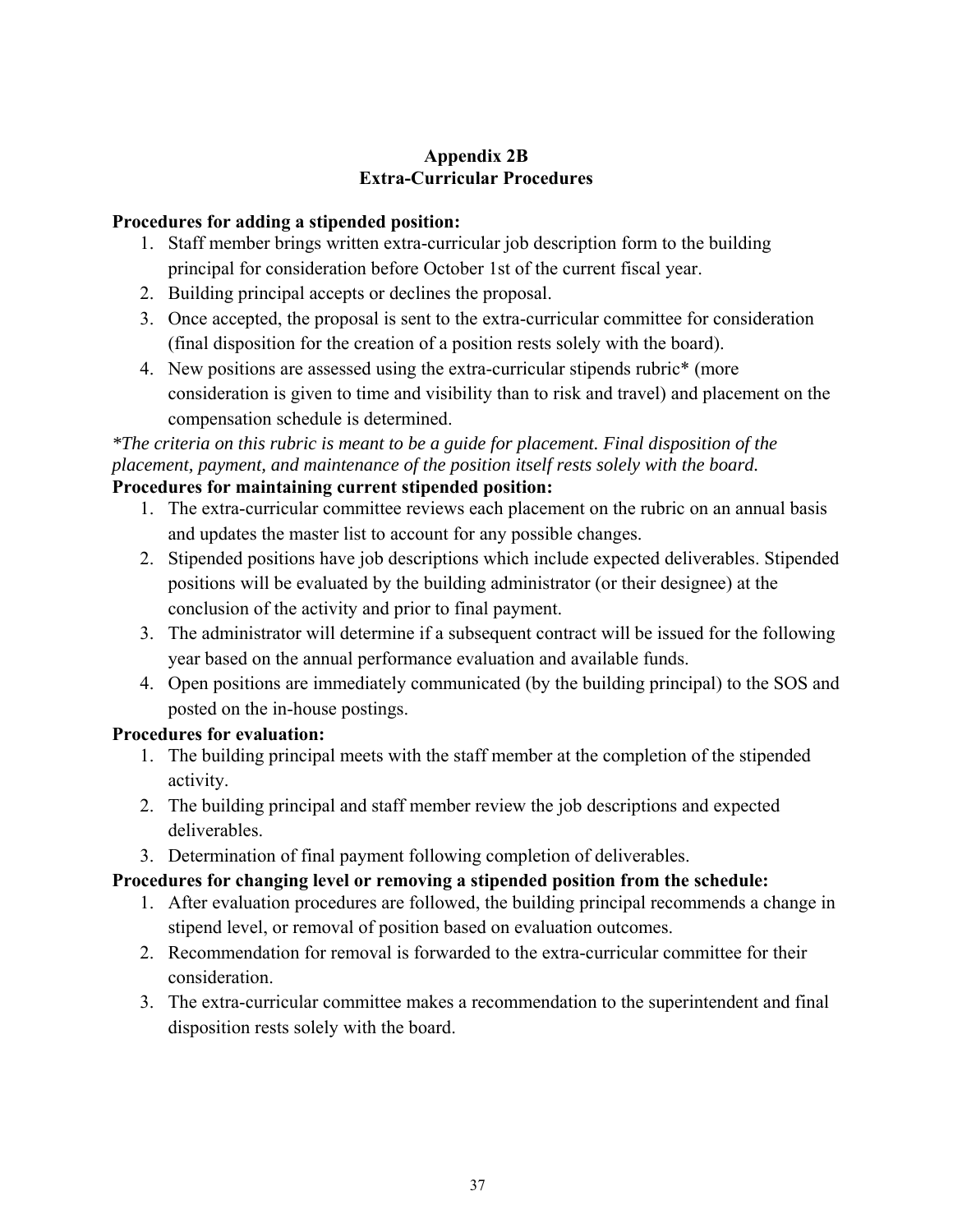# Appendix 2B
# Extra-Curricular Procedures

**Procedures for adding a stipended position:**

1. Staff member brings written extra-curricular job description form to the building principal for consideration before October 1st of the current fiscal year.
2. Building principal accepts or declines the proposal.
3. Once accepted, the proposal is sent to the extra-curricular committee for consideration (final disposition for the creation of a position rests solely with the board).
4. New positions are assessed using the extra-curricular stipends rubric* (more consideration is given to time and visibility than to risk and travel) and placement on the compensation schedule is determined.

*\*The criteria on this rubric is meant to be a guide for placement. Final disposition of the placement, payment, and maintenance of the position itself rests solely with the board.*

**Procedures for maintaining current stipended position:**

1. The extra-curricular committee reviews each placement on the rubric on an annual basis and updates the master list to account for any possible changes.
2. Stipended positions have job descriptions which include expected deliverables. Stipended positions will be evaluated by the building administrator (or their designee) at the conclusion of the activity and prior to final payment.
3. The administrator will determine if a subsequent contract will be issued for the following year based on the annual performance evaluation and available funds.
4. Open positions are immediately communicated (by the building principal) to the SOS and posted on the in-house postings.

**Procedures for evaluation:**

1. The building principal meets with the staff member at the completion of the stipended activity.
2. The building principal and staff member review the job descriptions and expected deliverables.
3. Determination of final payment following completion of deliverables.

**Procedures for changing level or removing a stipended position from the schedule:**

1. After evaluation procedures are followed, the building principal recommends a change in stipend level, or removal of position based on evaluation outcomes.
2. Recommendation for removal is forwarded to the extra-curricular committee for their consideration.
3. The extra-curricular committee makes a recommendation to the superintendent and final disposition rests solely with the board.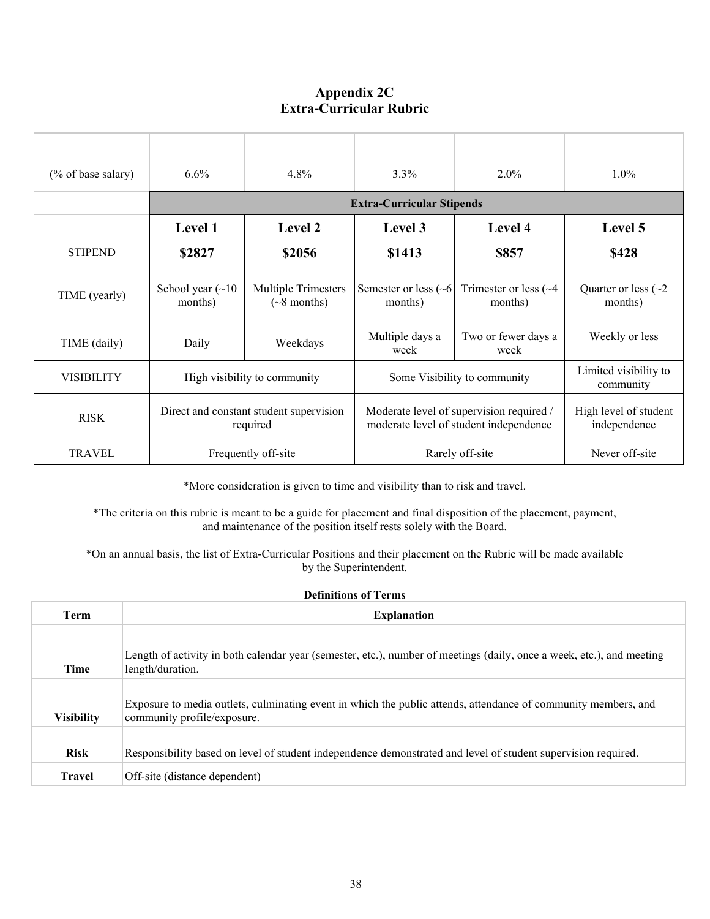# Appendix 2C
# Extra-Curricular Rubric

| | | | | | |
|---|---|---|---|---|---|
| (% of base salary) | 6.6% | 4.8% | 3.3% | 2.0% | 1.0% |
| | **Extra-Curricular Stipends** | | | | |
| | **Level 1** | **Level 2** | **Level 3** | **Level 4** | **Level 5** |
| STIPEND | **$2827** | **$2056** | **$1413** | **$857** | **$428** |
| TIME (yearly) | School year (~10 months) | Multiple Trimesters (~8 months) | Semester or less (~6 months) | Trimester or less (~4 months) | Quarter or less (~2 months) |
| TIME (daily) | Daily | Weekdays | Multiple days a week | Two or fewer days a week | Weekly or less |
| VISIBILITY | High visibility to community | | Some Visibility to community | | Limited visibility to community |
| RISK | Direct and constant student supervision required | | Moderate level of supervision required / moderate level of student independence | | High level of student independence |
| TRAVEL | Frequently off-site | | Rarely off-site | | Never off-site |

*More consideration is given to time and visibility than to risk and travel.

*The criteria on this rubric is meant to be a guide for placement and final disposition of the placement, payment, and maintenance of the position itself rests solely with the Board.

*On an annual basis, the list of Extra-Curricular Positions and their placement on the Rubric will be made available by the Superintendent.

**Definitions of Terms**

| Term | Explanation |
|---|---|
| **Time** | Length of activity in both calendar year (semester, etc.), number of meetings (daily, once a week, etc.), and meeting length/duration. |
| **Visibility** | Exposure to media outlets, culminating event in which the public attends, attendance of community members, and community profile/exposure. |
| **Risk** | Responsibility based on level of student independence demonstrated and level of student supervision required. |
| **Travel** | Off-site (distance dependent) |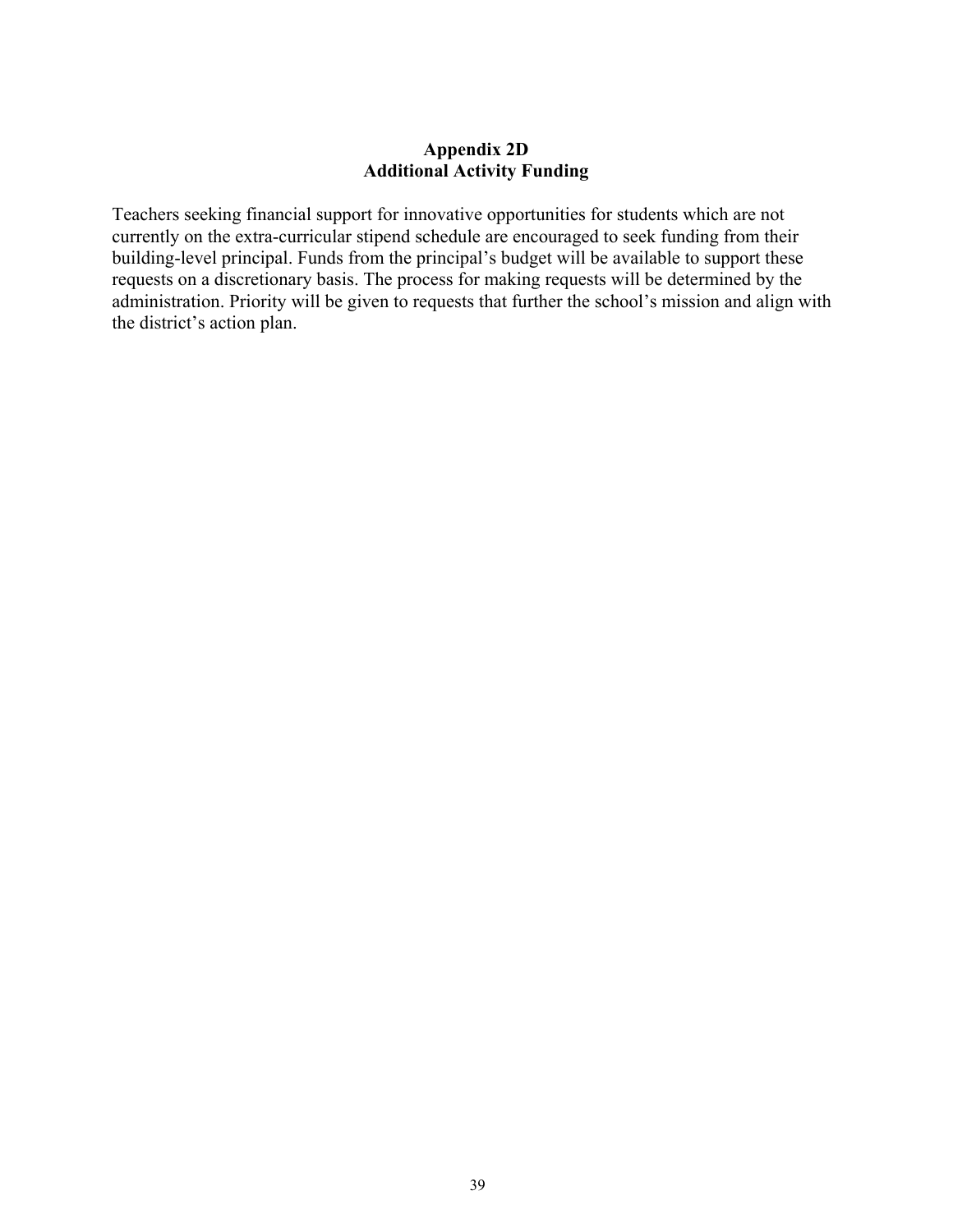# Appendix 2D
## Additional Activity Funding

Teachers seeking financial support for innovative opportunities for students which are not currently on the extra-curricular stipend schedule are encouraged to seek funding from their building-level principal. Funds from the principal's budget will be available to support these requests on a discretionary basis. The process for making requests will be determined by the administration. Priority will be given to requests that further the school's mission and align with the district's action plan.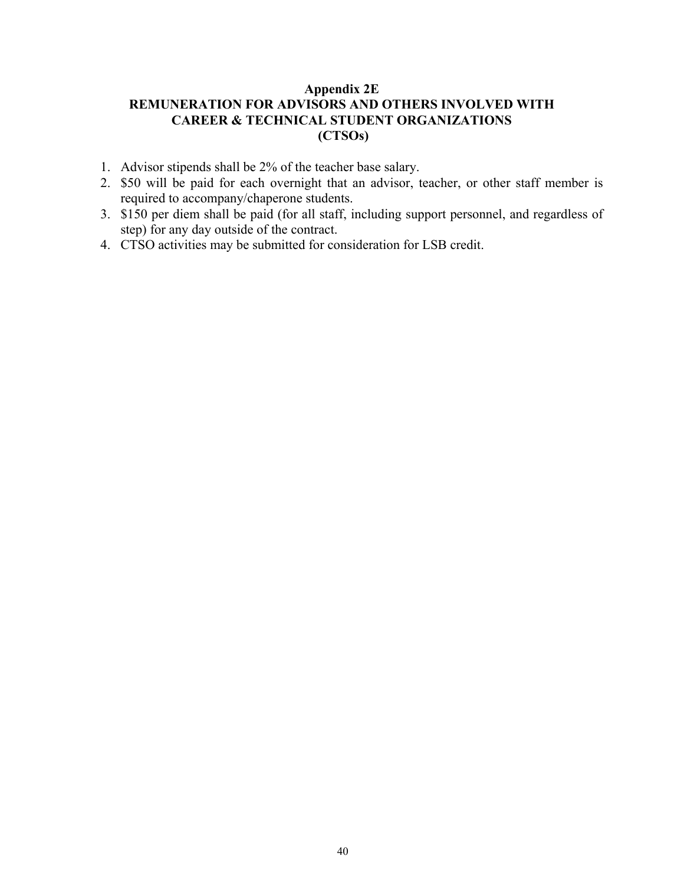## Appendix 2E

## REMUNERATION FOR ADVISORS AND OTHERS INVOLVED WITH CAREER & TECHNICAL STUDENT ORGANIZATIONS (CTSOs)

1. Advisor stipends shall be 2% of the teacher base salary.
2. $50 will be paid for each overnight that an advisor, teacher, or other staff member is required to accompany/chaperone students.
3. $150 per diem shall be paid (for all staff, including support personnel, and regardless of step) for any day outside of the contract.
4. CTSO activities may be submitted for consideration for LSB credit.